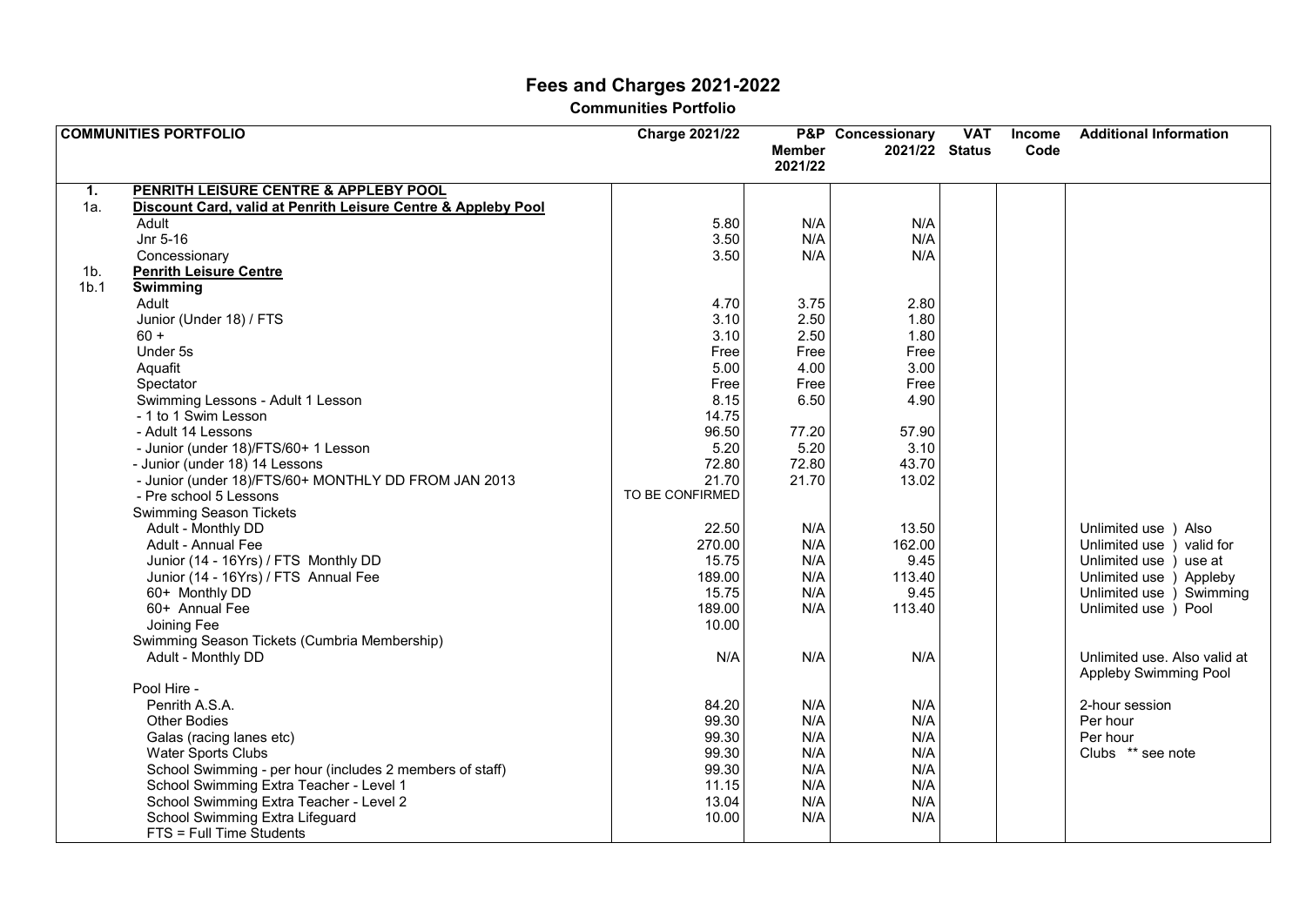# Fees and Charges 2021-2022

**Communities Portfolio**

| | COMMUNITIES PORTFOLIO | Charge 2021/22 | P&P Member 2021/22 | Concessionary 2021/22 | VAT Status | Income Code | Additional Information |
|---|---|---|---|---|---|---|---|
| **1.** | **PENRITH LEISURE CENTRE & APPLEBY POOL** | | | | | | |
| 1a. | **Discount Card, valid at Penrith Leisure Centre & Appleby Pool** | | | | | | |
| | Adult | 5.80 | N/A | N/A | | | |
| | Jnr 5-16 | 3.50 | N/A | N/A | | | |
| | Concessionary | 3.50 | N/A | N/A | | | |
| 1b. | **Penrith Leisure Centre** | | | | | | |
| 1b.1 | **Swimming** | | | | | | |
| | Adult | 4.70 | 3.75 | 2.80 | | | |
| | Junior (Under 18) / FTS | 3.10 | 2.50 | 1.80 | | | |
| | 60 + | 3.10 | 2.50 | 1.80 | | | |
| | Under 5s | Free | Free | Free | | | |
| | Aquafit | 5.00 | 4.00 | 3.00 | | | |
| | Spectator | Free | Free | Free | | | |
| | Swimming Lessons - Adult 1 Lesson | 8.15 | 6.50 | 4.90 | | | |
| | - 1 to 1 Swim Lesson | 14.75 | | | | | |
| | - Adult 14 Lessons | 96.50 | 77.20 | 57.90 | | | |
| | - Junior (under 18)/FTS/60+ 1 Lesson | 5.20 | 5.20 | 3.10 | | | |
| | - Junior (under 18) 14 Lessons | 72.80 | 72.80 | 43.70 | | | |
| | - Junior (under 18)/FTS/60+ MONTHLY DD FROM JAN 2013 | 21.70 | 21.70 | 13.02 | | | |
| | - Pre school 5 Lessons | TO BE CONFIRMED | | | | | |
| | Swimming Season Tickets | | | | | | |
| | Adult - Monthly DD | 22.50 | N/A | 13.50 | | | Unlimited use ) Also |
| | Adult - Annual Fee | 270.00 | N/A | 162.00 | | | Unlimited use ) valid for |
| | Junior (14 - 16Yrs) / FTS Monthly DD | 15.75 | N/A | 9.45 | | | Unlimited use ) use at |
| | Junior (14 - 16Yrs) / FTS Annual Fee | 189.00 | N/A | 113.40 | | | Unlimited use ) Appleby |
| | 60+ Monthly DD | 15.75 | N/A | 9.45 | | | Unlimited use ) Swimming |
| | 60+ Annual Fee | 189.00 | N/A | 113.40 | | | Unlimited use ) Pool |
| | Joining Fee | 10.00 | | | | | |
| | Swimming Season Tickets (Cumbria Membership) | | | | | | |
| | Adult - Monthly DD | N/A | N/A | N/A | | | Unlimited use. Also valid at Appleby Swimming Pool |
| | Pool Hire - | | | | | | |
| | Penrith A.S.A. | 84.20 | N/A | N/A | | | 2-hour session |
| | Other Bodies | 99.30 | N/A | N/A | | | Per hour |
| | Galas (racing lanes etc) | 99.30 | N/A | N/A | | | Per hour |
| | Water Sports Clubs | 99.30 | N/A | N/A | | | Clubs ** see note |
| | School Swimming - per hour (includes 2 members of staff) | 99.30 | N/A | N/A | | | |
| | School Swimming Extra Teacher - Level 1 | 11.15 | N/A | N/A | | | |
| | School Swimming Extra Teacher - Level 2 | 13.04 | N/A | N/A | | | |
| | School Swimming Extra Lifeguard | 10.00 | N/A | N/A | | | |
| | FTS = Full Time Students | | | | | | |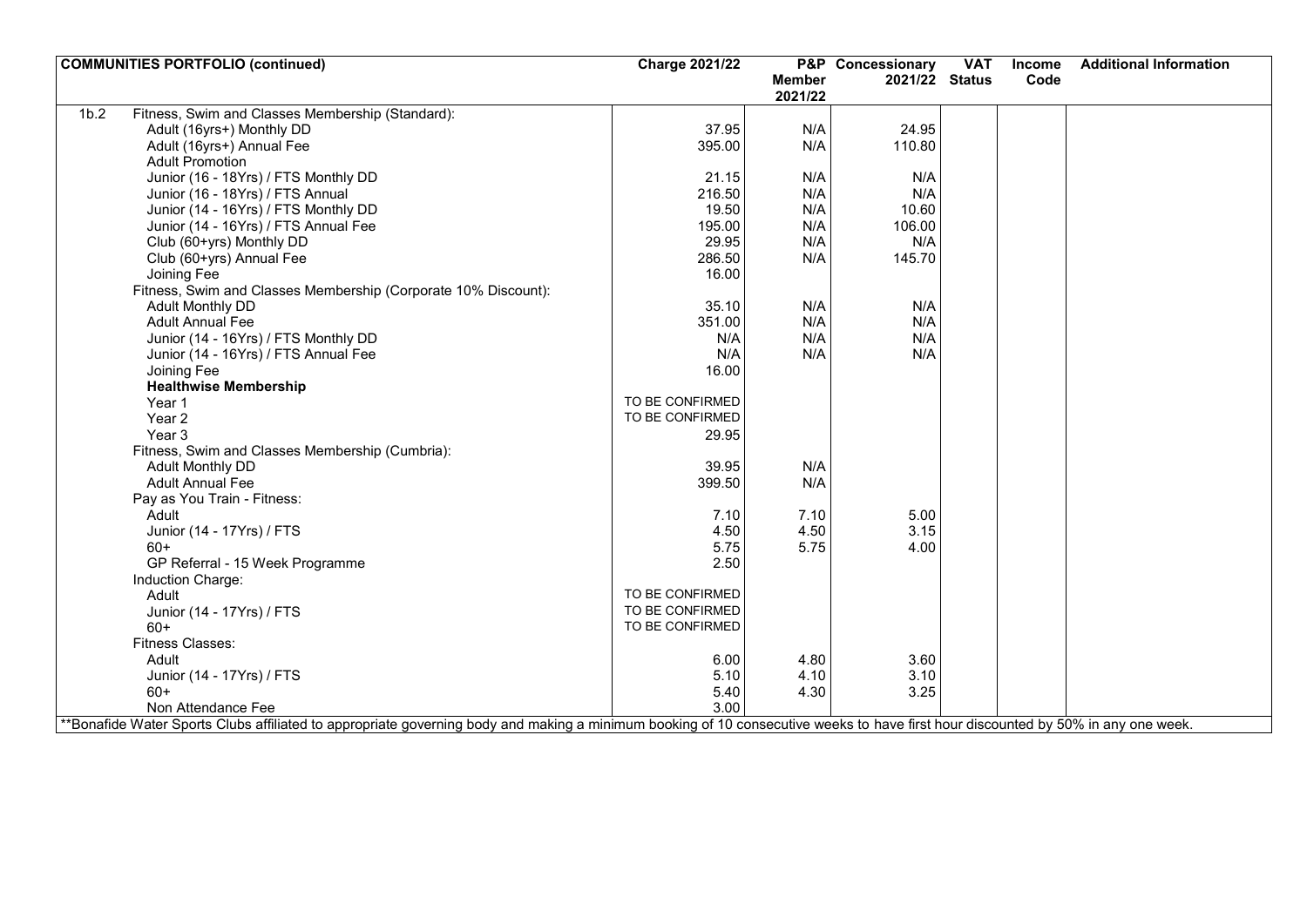| | COMMUNITIES PORTFOLIO (continued) | Charge 2021/22 | P&P Member 2021/22 | Concessionary 2021/22 | VAT Status | Income Code | Additional Information |
|---|---|---|---|---|---|---|---|
| 1b.2 | Fitness, Swim and Classes Membership (Standard): | | | | | | |
| | Adult (16yrs+) Monthly DD | 37.95 | N/A | 24.95 | | | |
| | Adult (16yrs+) Annual Fee | 395.00 | N/A | 110.80 | | | |
| | Adult Promotion | | | | | | |
| | Junior (16 - 18Yrs) / FTS Monthly DD | 21.15 | N/A | N/A | | | |
| | Junior (16 - 18Yrs) / FTS Annual | 216.50 | N/A | N/A | | | |
| | Junior (14 - 16Yrs) / FTS Monthly DD | 19.50 | N/A | 10.60 | | | |
| | Junior (14 - 16Yrs) / FTS Annual Fee | 195.00 | N/A | 106.00 | | | |
| | Club (60+yrs) Monthly DD | 29.95 | N/A | N/A | | | |
| | Club (60+yrs) Annual Fee | 286.50 | N/A | 145.70 | | | |
| | Joining Fee | 16.00 | | | | | |
| | Fitness, Swim and Classes Membership (Corporate 10% Discount): | | | | | | |
| | Adult Monthly DD | 35.10 | N/A | N/A | | | |
| | Adult Annual Fee | 351.00 | N/A | N/A | | | |
| | Junior (14 - 16Yrs) / FTS Monthly DD | N/A | N/A | N/A | | | |
| | Junior (14 - 16Yrs) / FTS Annual Fee | N/A | N/A | N/A | | | |
| | Joining Fee | 16.00 | | | | | |
| | **Healthwise Membership** | | | | | | |
| | Year 1 | TO BE CONFIRMED | | | | | |
| | Year 2 | TO BE CONFIRMED | | | | | |
| | Year 3 | 29.95 | | | | | |
| | Fitness, Swim and Classes Membership (Cumbria): | | | | | | |
| | Adult Monthly DD | 39.95 | N/A | | | | |
| | Adult Annual Fee | 399.50 | N/A | | | | |
| | Pay as You Train - Fitness: | | | | | | |
| | Adult | 7.10 | 7.10 | 5.00 | | | |
| | Junior (14 - 17Yrs) / FTS | 4.50 | 4.50 | 3.15 | | | |
| | 60+ | 5.75 | 5.75 | 4.00 | | | |
| | GP Referral - 15 Week Programme | 2.50 | | | | | |
| | Induction Charge: | | | | | | |
| | Adult | TO BE CONFIRMED | | | | | |
| | Junior (14 - 17Yrs) / FTS | TO BE CONFIRMED | | | | | |
| | 60+ | TO BE CONFIRMED | | | | | |
| | Fitness Classes: | | | | | | |
| | Adult | 6.00 | 4.80 | 3.60 | | | |
| | Junior (14 - 17Yrs) / FTS | 5.10 | 4.10 | 3.10 | | | |
| | 60+ | 5.40 | 4.30 | 3.25 | | | |
| | Non Attendance Fee | 3.00 | | | | | |

**Bonafide Water Sports Clubs affiliated to appropriate governing body and making a minimum booking of 10 consecutive weeks to have first hour discounted by 50% in any one week.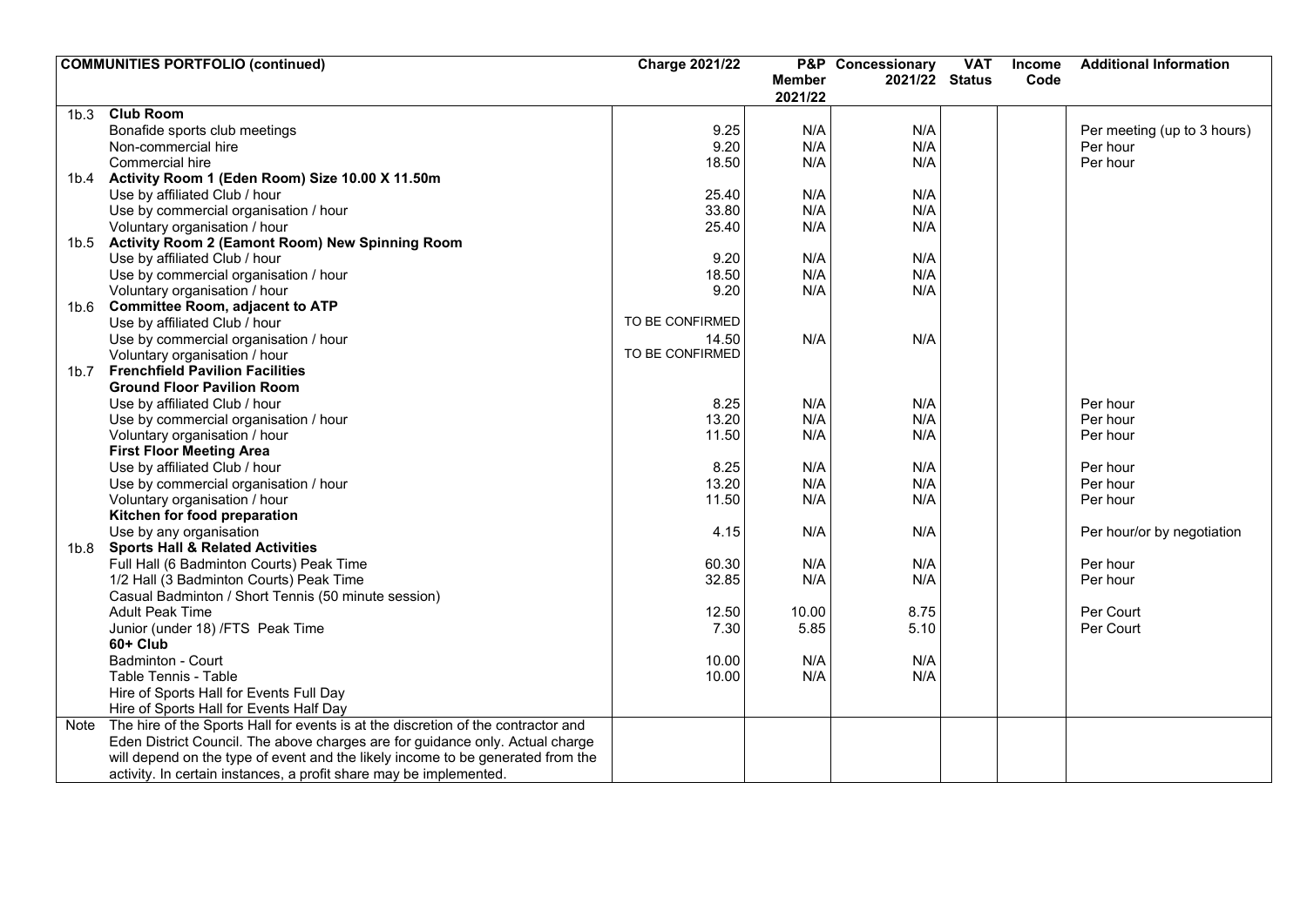| COMMUNITIES PORTFOLIO (continued) | | Charge 2021/22 | P&P Member 2021/22 | Concessionary 2021/22 | VAT Status | Income Code | Additional Information |
|---|---|---|---|---|---|---|---|
| 1b.3 | **Club Room** | | | | | | |
| | Bonafide sports club meetings | 9.25 | N/A | N/A | | | Per meeting (up to 3 hours) |
| | Non-commercial hire | 9.20 | N/A | N/A | | | Per hour |
| | Commercial hire | 18.50 | N/A | N/A | | | Per hour |
| 1b.4 | **Activity Room 1 (Eden Room) Size 10.00 X 11.50m** | | | | | | |
| | Use by affiliated Club / hour | 25.40 | N/A | N/A | | | |
| | Use by commercial organisation / hour | 33.80 | N/A | N/A | | | |
| | Voluntary organisation / hour | 25.40 | N/A | N/A | | | |
| 1b.5 | **Activity Room 2 (Eamont Room) New Spinning Room** | | | | | | |
| | Use by affiliated Club / hour | 9.20 | N/A | N/A | | | |
| | Use by commercial organisation / hour | 18.50 | N/A | N/A | | | |
| | Voluntary organisation / hour | 9.20 | N/A | N/A | | | |
| 1b.6 | **Committee Room, adjacent to ATP** | | | | | | |
| | Use by affiliated Club / hour | TO BE CONFIRMED | | | | | |
| | Use by commercial organisation / hour | 14.50 | N/A | N/A | | | |
| | Voluntary organisation / hour | TO BE CONFIRMED | | | | | |
| 1b.7 | **Frenchfield Pavilion Facilities** | | | | | | |
| | **Ground Floor Pavilion Room** | | | | | | |
| | Use by affiliated Club / hour | 8.25 | N/A | N/A | | | Per hour |
| | Use by commercial organisation / hour | 13.20 | N/A | N/A | | | Per hour |
| | Voluntary organisation / hour | 11.50 | N/A | N/A | | | Per hour |
| | **First Floor Meeting Area** | | | | | | |
| | Use by affiliated Club / hour | 8.25 | N/A | N/A | | | Per hour |
| | Use by commercial organisation / hour | 13.20 | N/A | N/A | | | Per hour |
| | Voluntary organisation / hour | 11.50 | N/A | N/A | | | Per hour |
| | **Kitchen for food preparation** | | | | | | |
| | Use by any organisation | 4.15 | N/A | N/A | | | Per hour/or by negotiation |
| 1b.8 | **Sports Hall & Related Activities** | | | | | | |
| | Full Hall (6 Badminton Courts) Peak Time | 60.30 | N/A | N/A | | | Per hour |
| | 1/2 Hall (3 Badminton Courts) Peak Time | 32.85 | N/A | N/A | | | Per hour |
| | Casual Badminton / Short Tennis (50 minute session) | | | | | | |
| | Adult Peak Time | 12.50 | 10.00 | 8.75 | | | Per Court |
| | Junior (under 18) /FTS Peak Time | 7.30 | 5.85 | 5.10 | | | Per Court |
| | **60+ Club** | | | | | | |
| | Badminton - Court | 10.00 | N/A | N/A | | | |
| | Table Tennis - Table | 10.00 | N/A | N/A | | | |
| | Hire of Sports Hall for Events Full Day | | | | | | |
| | Hire of Sports Hall for Events Half Day | | | | | | |
| Note | The hire of the Sports Hall for events is at the discretion of the contractor and Eden District Council. The above charges are for guidance only. Actual charge will depend on the type of event and the likely income to be generated from the activity. In certain instances, a profit share may be implemented. | | | | | | |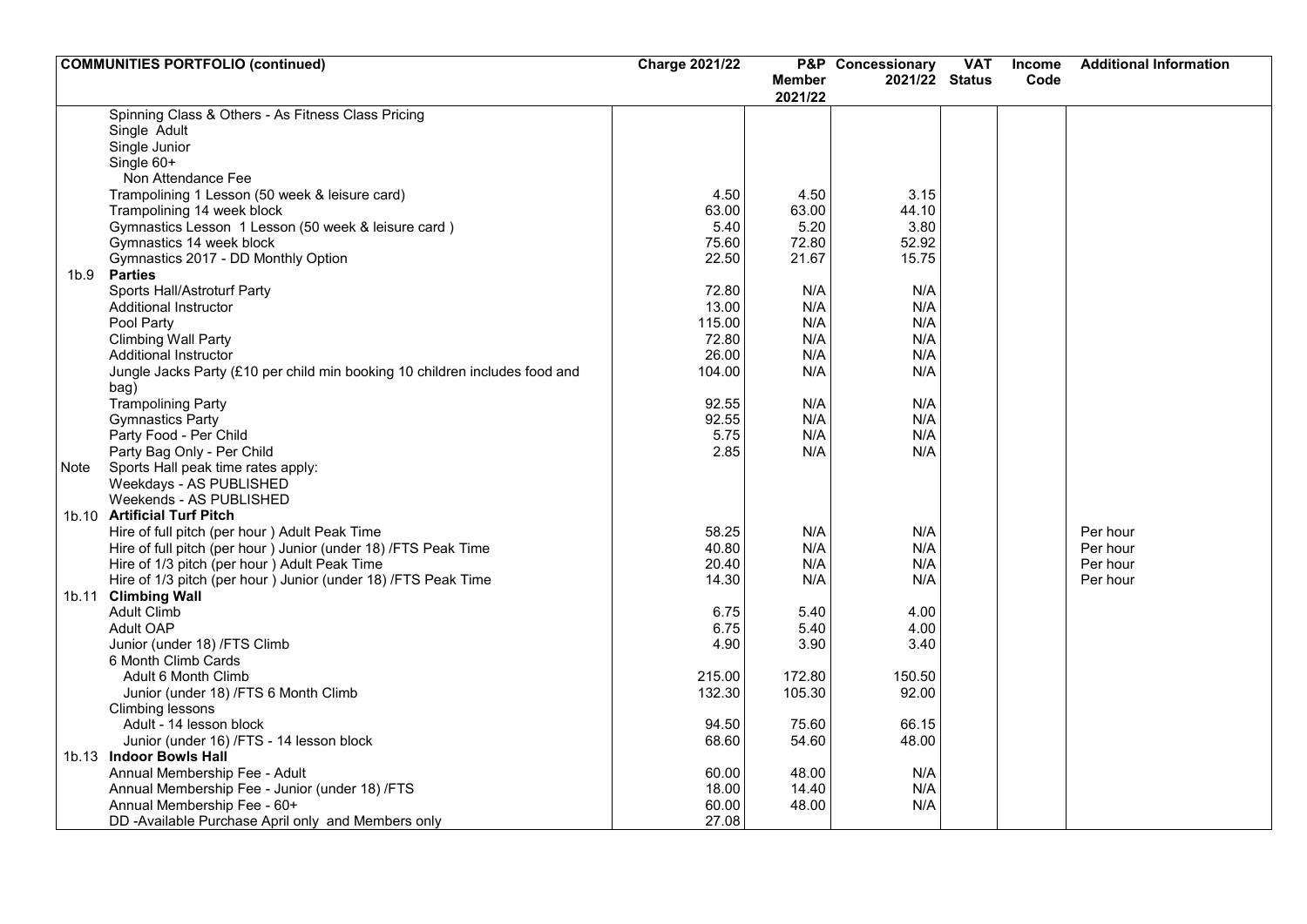| | COMMUNITIES PORTFOLIO (continued) | Charge 2021/22 | P&P Member 2021/22 | Concessionary 2021/22 | VAT Status | Income Code | Additional Information |
|---|---|---|---|---|---|---|---|
| | Spinning Class & Others - As Fitness Class Pricing | | | | | | |
| | Single Adult | | | | | | |
| | Single Junior | | | | | | |
| | Single 60+ | | | | | | |
| | Non Attendance Fee | | | | | | |
| | Trampolining 1 Lesson (50 week & leisure card) | 4.50 | 4.50 | 3.15 | | | |
| | Trampolining 14 week block | 63.00 | 63.00 | 44.10 | | | |
| | Gymnastics Lesson 1 Lesson (50 week & leisure card ) | 5.40 | 5.20 | 3.80 | | | |
| | Gymnastics 14 week block | 75.60 | 72.80 | 52.92 | | | |
| | Gymnastics 2017 - DD Monthly Option | 22.50 | 21.67 | 15.75 | | | |
| 1b.9 | **Parties** | | | | | | |
| | Sports Hall/Astroturf Party | 72.80 | N/A | N/A | | | |
| | Additional Instructor | 13.00 | N/A | N/A | | | |
| | Pool Party | 115.00 | N/A | N/A | | | |
| | Climbing Wall Party | 72.80 | N/A | N/A | | | |
| | Additional Instructor | 26.00 | N/A | N/A | | | |
| | Jungle Jacks Party (£10 per child min booking 10 children includes food and bag) | 104.00 | N/A | N/A | | | |
| | Trampolining Party | 92.55 | N/A | N/A | | | |
| | Gymnastics Party | 92.55 | N/A | N/A | | | |
| | Party Food - Per Child | 5.75 | N/A | N/A | | | |
| | Party Bag Only - Per Child | 2.85 | N/A | N/A | | | |
| Note | Sports Hall peak time rates apply: | | | | | | |
| | Weekdays - AS PUBLISHED | | | | | | |
| | Weekends - AS PUBLISHED | | | | | | |
| 1b.10 | **Artificial Turf Pitch** | | | | | | |
| | Hire of full pitch (per hour ) Adult Peak Time | 58.25 | N/A | N/A | | | Per hour |
| | Hire of full pitch (per hour ) Junior (under 18) /FTS Peak Time | 40.80 | N/A | N/A | | | Per hour |
| | Hire of 1/3 pitch (per hour ) Adult Peak Time | 20.40 | N/A | N/A | | | Per hour |
| | Hire of 1/3 pitch (per hour ) Junior (under 18) /FTS Peak Time | 14.30 | N/A | N/A | | | Per hour |
| 1b.11 | **Climbing Wall** | | | | | | |
| | Adult Climb | 6.75 | 5.40 | 4.00 | | | |
| | Adult OAP | 6.75 | 5.40 | 4.00 | | | |
| | Junior (under 18) /FTS Climb | 4.90 | 3.90 | 3.40 | | | |
| | 6 Month Climb Cards | | | | | | |
| | Adult 6 Month Climb | 215.00 | 172.80 | 150.50 | | | |
| | Junior (under 18) /FTS 6 Month Climb | 132.30 | 105.30 | 92.00 | | | |
| | Climbing lessons | | | | | | |
| | Adult - 14 lesson block | 94.50 | 75.60 | 66.15 | | | |
| | Junior (under 16) /FTS - 14 lesson block | 68.60 | 54.60 | 48.00 | | | |
| 1b.13 | **Indoor Bowls Hall** | | | | | | |
| | Annual Membership Fee - Adult | 60.00 | 48.00 | N/A | | | |
| | Annual Membership Fee - Junior (under 18) /FTS | 18.00 | 14.40 | N/A | | | |
| | Annual Membership Fee - 60+ | 60.00 | 48.00 | N/A | | | |
| | DD -Available Purchase April only and Members only | 27.08 | | | | | |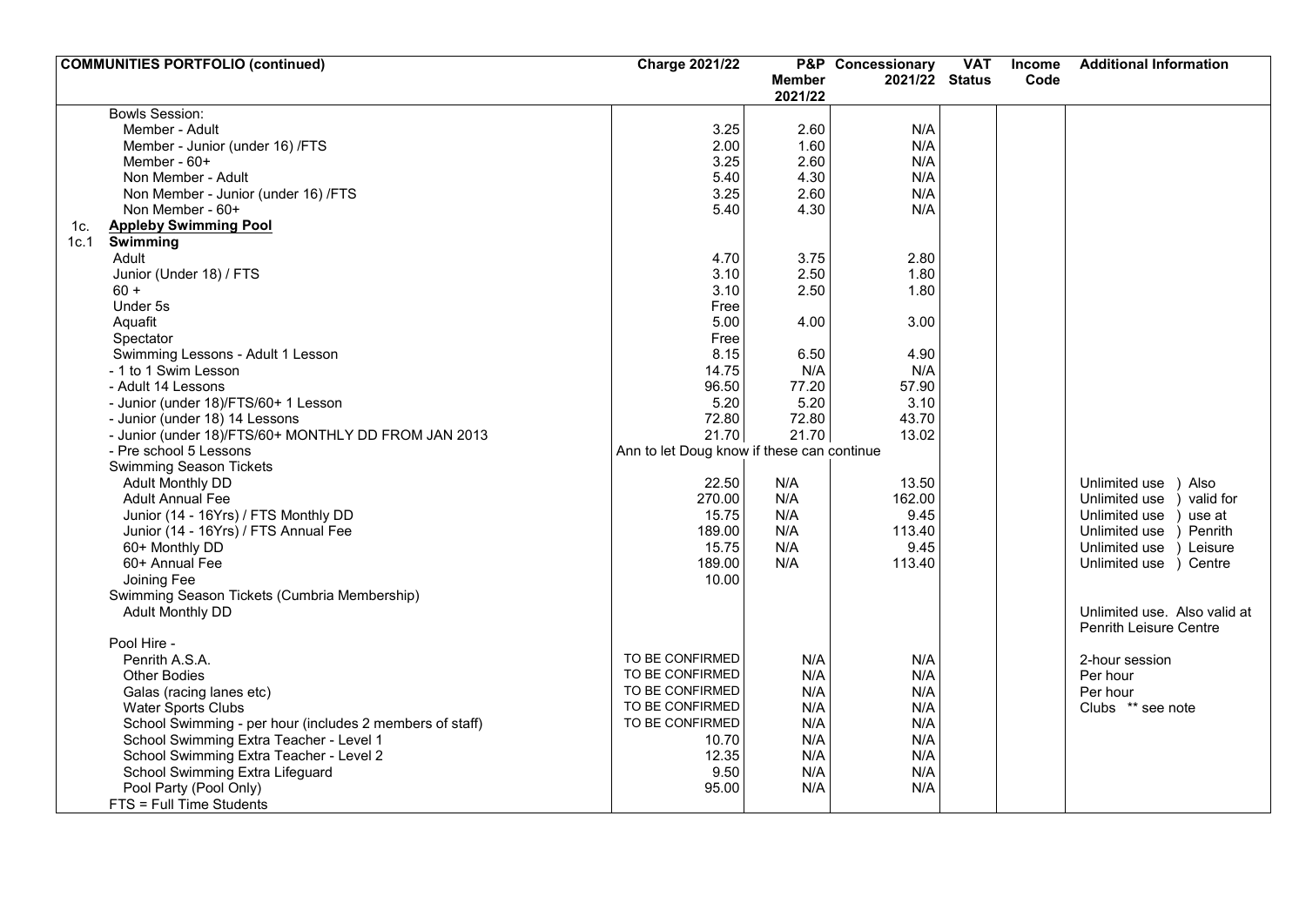| COMMUNITIES PORTFOLIO (continued) | Charge 2021/22 | P&P Member 2021/22 | Concessionary 2021/22 | VAT Status | Income Code | Additional Information |
|---|---|---|---|---|---|---|
| Bowls Session: | | | | | | |
| Member - Adult | 3.25 | 2.60 | N/A | | | |
| Member - Junior (under 16) /FTS | 2.00 | 1.60 | N/A | | | |
| Member - 60+ | 3.25 | 2.60 | N/A | | | |
| Non Member - Adult | 5.40 | 4.30 | N/A | | | |
| Non Member - Junior (under 16) /FTS | 3.25 | 2.60 | N/A | | | |
| Non Member - 60+ | 5.40 | 4.30 | N/A | | | |
| 1c. **Appleby Swimming Pool** | | | | | | |
| 1c.1 **Swimming** | | | | | | |
| Adult | 4.70 | 3.75 | 2.80 | | | |
| Junior (Under 18) / FTS | 3.10 | 2.50 | 1.80 | | | |
| 60 + | 3.10 | 2.50 | 1.80 | | | |
| Under 5s | Free | | | | | |
| Aquafit | 5.00 | 4.00 | 3.00 | | | |
| Spectator | Free | | | | | |
| Swimming Lessons - Adult 1 Lesson | 8.15 | 6.50 | 4.90 | | | |
| - 1 to 1 Swim Lesson | 14.75 | N/A | N/A | | | |
| - Adult 14 Lessons | 96.50 | 77.20 | 57.90 | | | |
| - Junior (under 18)/FTS/60+ 1 Lesson | 5.20 | 5.20 | 3.10 | | | |
| - Junior (under 18) 14 Lessons | 72.80 | 72.80 | 43.70 | | | |
| - Junior (under 18)/FTS/60+ MONTHLY DD FROM JAN 2013 | 21.70 | 21.70 | 13.02 | | | |
| - Pre school 5 Lessons | Ann to let Doug know if these can continue | | | | | |
| Swimming Season Tickets | | | | | | |
| Adult Monthly DD | 22.50 | N/A | 13.50 | | | Unlimited use ) Also |
| Adult Annual Fee | 270.00 | N/A | 162.00 | | | Unlimited use ) valid for |
| Junior (14 - 16Yrs) / FTS Monthly DD | 15.75 | N/A | 9.45 | | | Unlimited use ) use at |
| Junior (14 - 16Yrs) / FTS Annual Fee | 189.00 | N/A | 113.40 | | | Unlimited use ) Penrith |
| 60+ Monthly DD | 15.75 | N/A | 9.45 | | | Unlimited use ) Leisure |
| 60+ Annual Fee | 189.00 | N/A | 113.40 | | | Unlimited use ) Centre |
| Joining Fee | 10.00 | | | | | |
| Swimming Season Tickets (Cumbria Membership) | | | | | | |
| Adult Monthly DD | | | | | | Unlimited use. Also valid at Penrith Leisure Centre |
| Pool Hire - | | | | | | |
| Penrith A.S.A. | TO BE CONFIRMED | N/A | N/A | | | 2-hour session |
| Other Bodies | TO BE CONFIRMED | N/A | N/A | | | Per hour |
| Galas (racing lanes etc) | TO BE CONFIRMED | N/A | N/A | | | Per hour |
| Water Sports Clubs | TO BE CONFIRMED | N/A | N/A | | | Clubs ** see note |
| School Swimming - per hour (includes 2 members of staff) | TO BE CONFIRMED | N/A | N/A | | | |
| School Swimming Extra Teacher - Level 1 | 10.70 | N/A | N/A | | | |
| School Swimming Extra Teacher - Level 2 | 12.35 | N/A | N/A | | | |
| School Swimming Extra Lifeguard | 9.50 | N/A | N/A | | | |
| Pool Party (Pool Only) | 95.00 | N/A | N/A | | | |
| FTS = Full Time Students | | | | | | |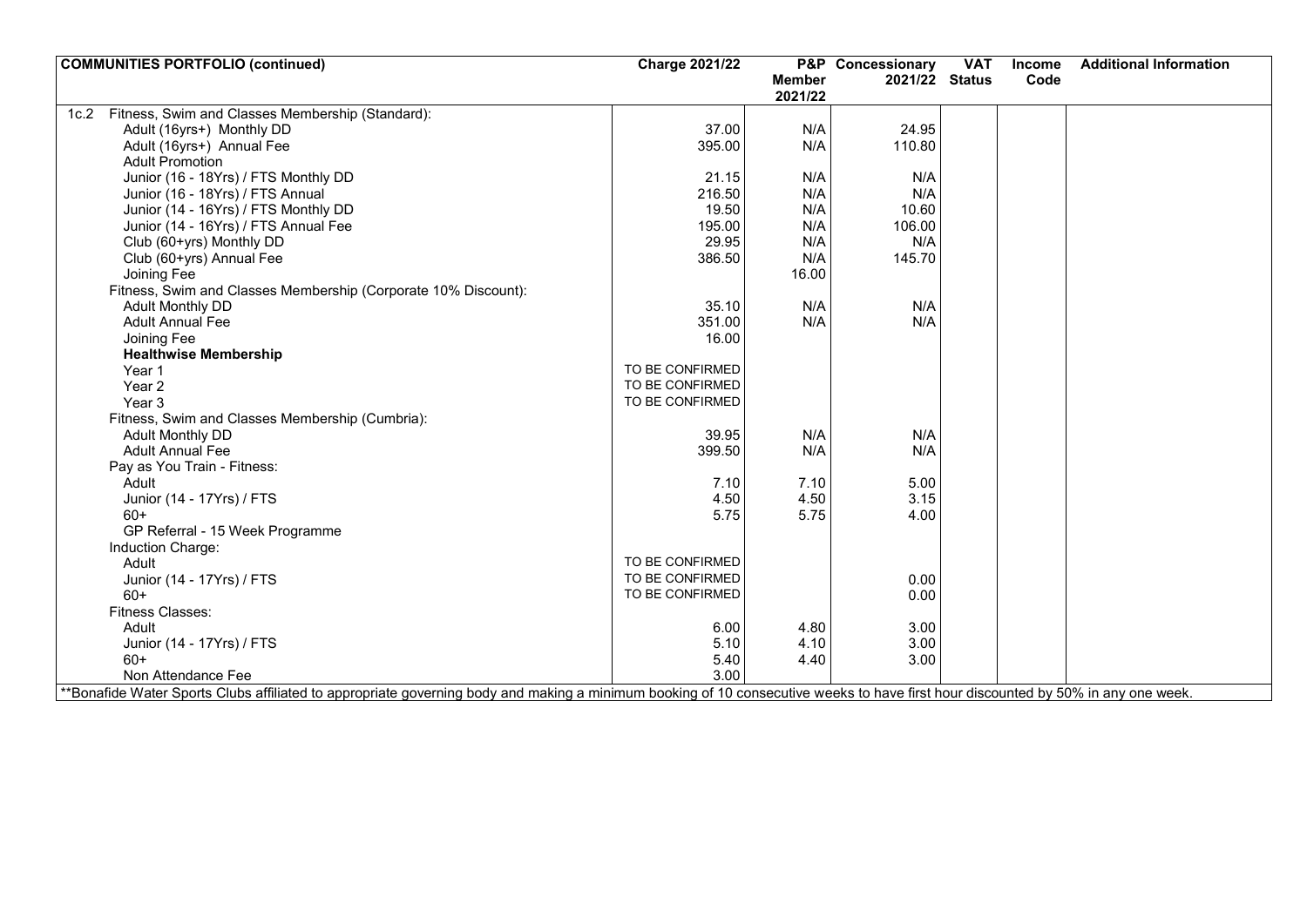| COMMUNITIES PORTFOLIO (continued) | Charge 2021/22 | P&P Member 2021/22 | Concessionary 2021/22 | VAT Status | Income Code | Additional Information |
|---|---|---|---|---|---|---|
| 1c.2 Fitness, Swim and Classes Membership (Standard): | | | | | | |
| Adult (16yrs+) Monthly DD | 37.00 | N/A | 24.95 | | | |
| Adult (16yrs+) Annual Fee | 395.00 | N/A | 110.80 | | | |
| Adult Promotion | | | | | | |
| Junior (16 - 18Yrs) / FTS Monthly DD | 21.15 | N/A | N/A | | | |
| Junior (16 - 18Yrs) / FTS Annual | 216.50 | N/A | N/A | | | |
| Junior (14 - 16Yrs) / FTS Monthly DD | 19.50 | N/A | 10.60 | | | |
| Junior (14 - 16Yrs) / FTS Annual Fee | 195.00 | N/A | 106.00 | | | |
| Club (60+yrs) Monthly DD | 29.95 | N/A | N/A | | | |
| Club (60+yrs) Annual Fee | 386.50 | N/A | 145.70 | | | |
| Joining Fee | | 16.00 | | | | |
| Fitness, Swim and Classes Membership (Corporate 10% Discount): | | | | | | |
| Adult Monthly DD | 35.10 | N/A | N/A | | | |
| Adult Annual Fee | 351.00 | N/A | N/A | | | |
| Joining Fee | 16.00 | | | | | |
| **Healthwise Membership** | | | | | | |
| Year 1 | TO BE CONFIRMED | | | | | |
| Year 2 | TO BE CONFIRMED | | | | | |
| Year 3 | TO BE CONFIRMED | | | | | |
| Fitness, Swim and Classes Membership (Cumbria): | | | | | | |
| Adult Monthly DD | 39.95 | N/A | N/A | | | |
| Adult Annual Fee | 399.50 | N/A | N/A | | | |
| Pay as You Train - Fitness: | | | | | | |
| Adult | 7.10 | 7.10 | 5.00 | | | |
| Junior (14 - 17Yrs) / FTS | 4.50 | 4.50 | 3.15 | | | |
| 60+ | 5.75 | 5.75 | 4.00 | | | |
| GP Referral - 15 Week Programme | | | | | | |
| Induction Charge: | | | | | | |
| Adult | TO BE CONFIRMED | | | | | |
| Junior (14 - 17Yrs) / FTS | TO BE CONFIRMED | | 0.00 | | | |
| 60+ | TO BE CONFIRMED | | 0.00 | | | |
| Fitness Classes: | | | | | | |
| Adult | 6.00 | 4.80 | 3.00 | | | |
| Junior (14 - 17Yrs) / FTS | 5.10 | 4.10 | 3.00 | | | |
| 60+ | 5.40 | 4.40 | 3.00 | | | |
| Non Attendance Fee | 3.00 | | | | | |

**Bonafide Water Sports Clubs affiliated to appropriate governing body and making a minimum booking of 10 consecutive weeks to have first hour discounted by 50% in any one week.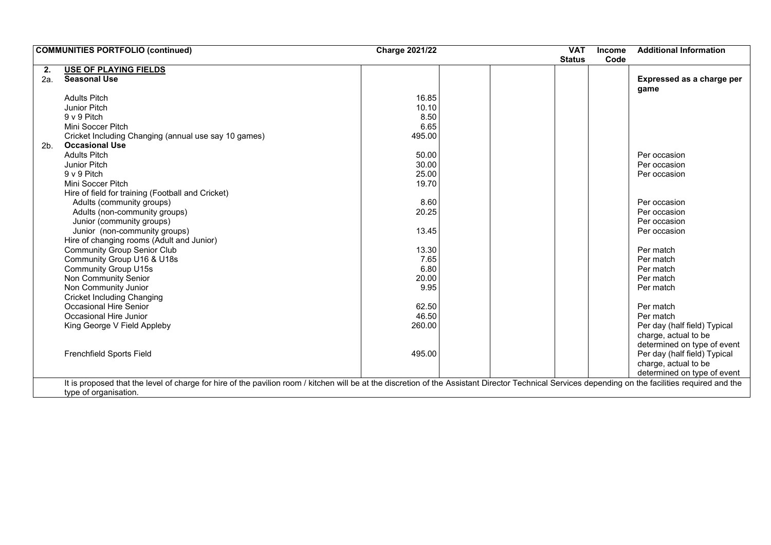| | COMMUNITIES PORTFOLIO (continued) | Charge 2021/22 | | | VAT Status | Income Code | Additional Information |
|---|---|---|---|---|---|---|---|
| **2.** | **USE OF PLAYING FIELDS** | | | | | | |
| 2a. | **Seasonal Use** | | | | | | **Expressed as a charge per game** |
| | Adults Pitch | 16.85 | | | | | |
| | Junior Pitch | 10.10 | | | | | |
| | 9 v 9 Pitch | 8.50 | | | | | |
| | Mini Soccer Pitch | 6.65 | | | | | |
| | Cricket Including Changing (annual use say 10 games) | 495.00 | | | | | |
| 2b. | **Occasional Use** | | | | | | |
| | Adults Pitch | 50.00 | | | | | Per occasion |
| | Junior Pitch | 30.00 | | | | | Per occasion |
| | 9 v 9 Pitch | 25.00 | | | | | Per occasion |
| | Mini Soccer Pitch | 19.70 | | | | | |
| | Hire of field for training (Football and Cricket) | | | | | | |
| | Adults (community groups) | 8.60 | | | | | Per occasion |
| | Adults (non-community groups) | 20.25 | | | | | Per occasion |
| | Junior (community groups) | | | | | | Per occasion |
| | Junior (non-community groups) | 13.45 | | | | | Per occasion |
| | Hire of changing rooms (Adult and Junior) | | | | | | |
| | Community Group Senior Club | 13.30 | | | | | Per match |
| | Community Group U16 & U18s | 7.65 | | | | | Per match |
| | Community Group U15s | 6.80 | | | | | Per match |
| | Non Community Senior | 20.00 | | | | | Per match |
| | Non Community Junior | 9.95 | | | | | Per match |
| | Cricket Including Changing | | | | | | |
| | Occasional Hire Senior | 62.50 | | | | | Per match |
| | Occasional Hire Junior | 46.50 | | | | | Per match |
| | King George V Field Appleby | 260.00 | | | | | Per day (half field) Typical charge, actual to be determined on type of event |
| | Frenchfield Sports Field | 495.00 | | | | | Per day (half field) Typical charge, actual to be determined on type of event |

It is proposed that the level of charge for hire of the pavilion room / kitchen will be at the discretion of the Assistant Director Technical Services depending on the facilities required and the type of organisation.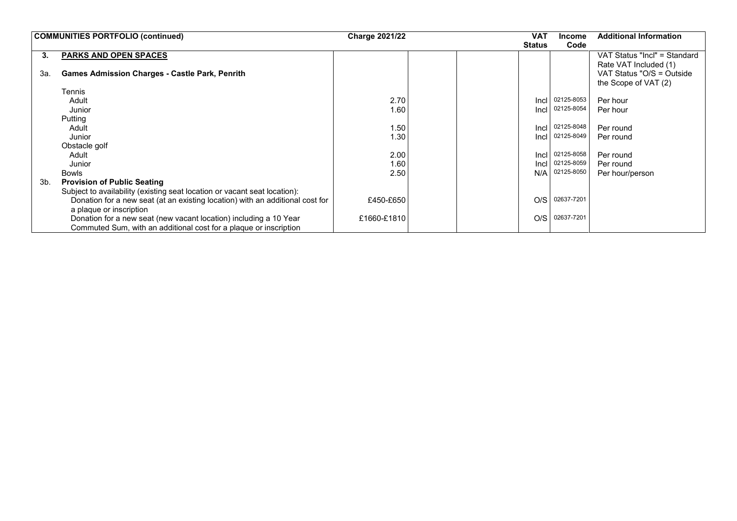| COMMUNITIES PORTFOLIO (continued) | | Charge 2021/22 | | | VAT Status | Income Code | Additional Information |
|---|---|---|---|---|---|---|---|
| **3.** | **PARKS AND OPEN SPACES** | | | | | | VAT Status "Incl" = Standard Rate VAT Included (1) |
| 3a. | **Games Admission Charges - Castle Park, Penrith** | | | | | | VAT Status "O/S = Outside the Scope of VAT (2) |
| | Tennis | | | | | | |
| | Adult | 2.70 | | | Incl | 02125-8053 | Per hour |
| | Junior | 1.60 | | | Incl | 02125-8054 | Per hour |
| | Putting | | | | | | |
| | Adult | 1.50 | | | Incl | 02125-8048 | Per round |
| | Junior | 1.30 | | | Incl | 02125-8049 | Per round |
| | Obstacle golf | | | | | | |
| | Adult | 2.00 | | | Incl | 02125-8058 | Per round |
| | Junior | 1.60 | | | Incl | 02125-8059 | Per round |
| | Bowls | 2.50 | | | N/A | 02125-8050 | Per hour/person |
| 3b. | **Provision of Public Seating** | | | | | | |
| | Subject to availability (existing seat location or vacant seat location): | | | | | | |
| | Donation for a new seat (at an existing location) with an additional cost for a plaque or inscription | £450-£650 | | | O/S | 02637-7201 | |
| | Donation for a new seat (new vacant location) including a 10 Year Commuted Sum, with an additional cost for a plaque or inscription | £1660-£1810 | | | O/S | 02637-7201 | |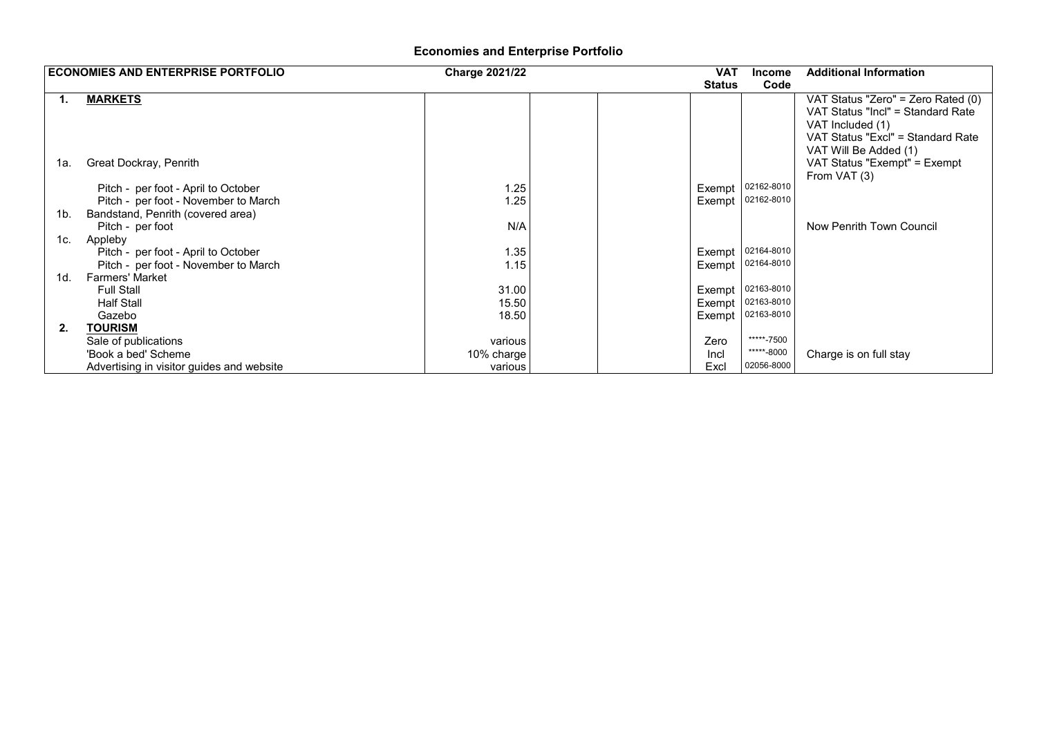# Economies and Enterprise Portfolio

| | ECONOMIES AND ENTERPRISE PORTFOLIO | Charge 2021/22 | | | VAT Status | Income Code | Additional Information |
|---|---|---|---|---|---|---|---|
| **1.** | **MARKETS** | | | | | | VAT Status "Zero" = Zero Rated (0) VAT Status "Incl" = Standard Rate VAT Included (1) VAT Status "Excl" = Standard Rate VAT Will Be Added (1) |
| 1a. | Great Dockray, Penrith | | | | | | VAT Status "Exempt" = Exempt From VAT (3) |
| | Pitch - per foot - April to October | 1.25 | | | Exempt | 02162-8010 | |
| | Pitch - per foot - November to March | 1.25 | | | Exempt | 02162-8010 | |
| 1b. | Bandstand, Penrith (covered area) | | | | | | |
| | Pitch - per foot | N/A | | | | | Now Penrith Town Council |
| 1c. | Appleby | | | | | | |
| | Pitch - per foot - April to October | 1.35 | | | Exempt | 02164-8010 | |
| | Pitch - per foot - November to March | 1.15 | | | Exempt | 02164-8010 | |
| 1d. | Farmers' Market | | | | | | |
| | Full Stall | 31.00 | | | Exempt | 02163-8010 | |
| | Half Stall | 15.50 | | | Exempt | 02163-8010 | |
| | Gazebo | 18.50 | | | Exempt | 02163-8010 | |
| **2.** | **TOURISM** | | | | | | |
| | Sale of publications | various | | | Zero | *****-7500 | |
| | 'Book a bed' Scheme | 10% charge | | | Incl | *****-8000 | Charge is on full stay |
| | Advertising in visitor guides and website | various | | | Excl | 02056-8000 | |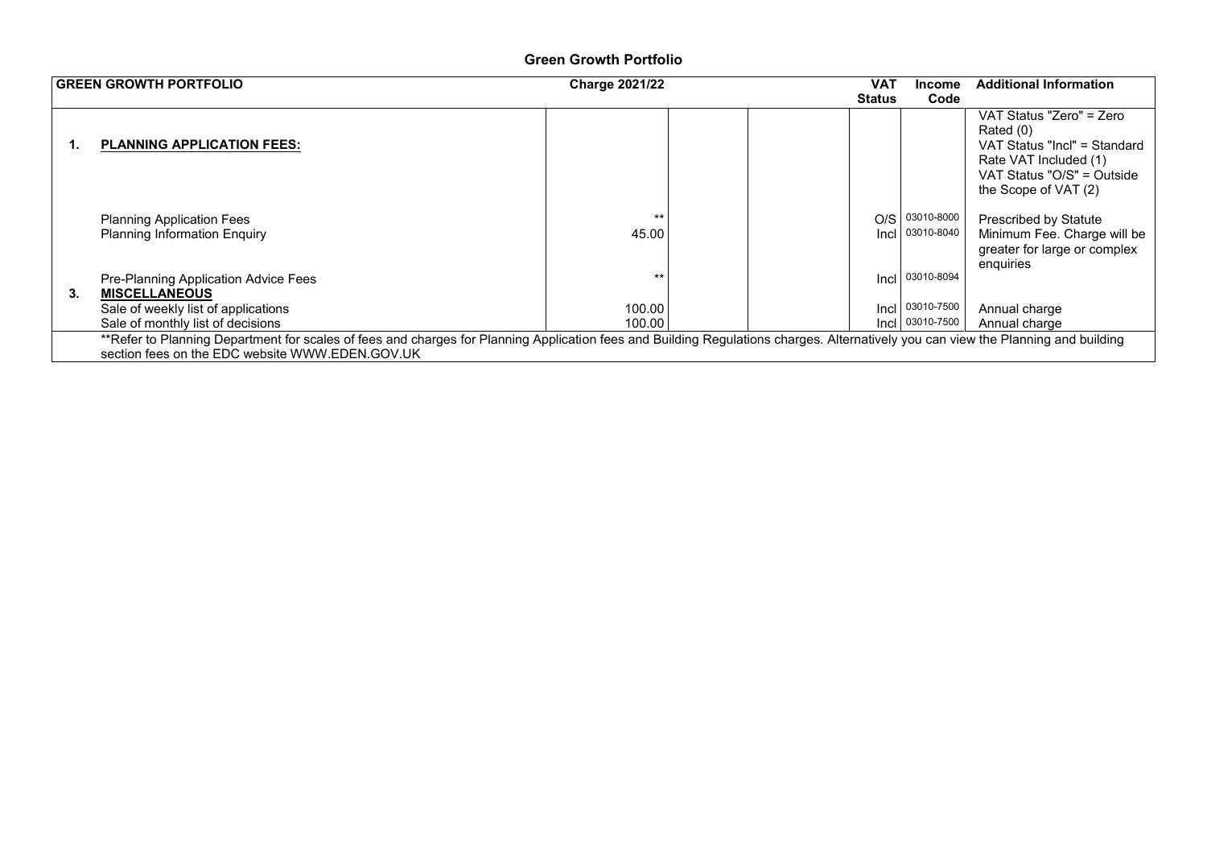## Green Growth Portfolio

| | GREEN GROWTH PORTFOLIO | Charge 2021/22 | | | VAT Status | Income Code | Additional Information |
|---|---|---|---|---|---|---|---|
| **1.** | **PLANNING APPLICATION FEES:** | | | | | | VAT Status "Zero" = Zero Rated (0) VAT Status "Incl" = Standard Rate VAT Included (1) VAT Status "O/S" = Outside the Scope of VAT (2) |
| | Planning Application Fees | ** | | | O/S | 03010-8000 | Prescribed by Statute |
| | Planning Information Enquiry | 45.00 | | | Incl | 03010-8040 | Minimum Fee. Charge will be greater for large or complex enquiries |
| | Pre-Planning Application Advice Fees | ** | | | Incl | 03010-8094 | |
| **3.** | **MISCELLANEOUS** | | | | | | |
| | Sale of weekly list of applications | 100.00 | | | Incl | 03010-7500 | Annual charge |
| | Sale of monthly list of decisions | 100.00 | | | Incl | 03010-7500 | Annual charge |
| | **Refer to Planning Department for scales of fees and charges for Planning Application fees and Building Regulations charges. Alternatively you can view the Planning and building section fees on the EDC website WWW.EDEN.GOV.UK | | | | | | |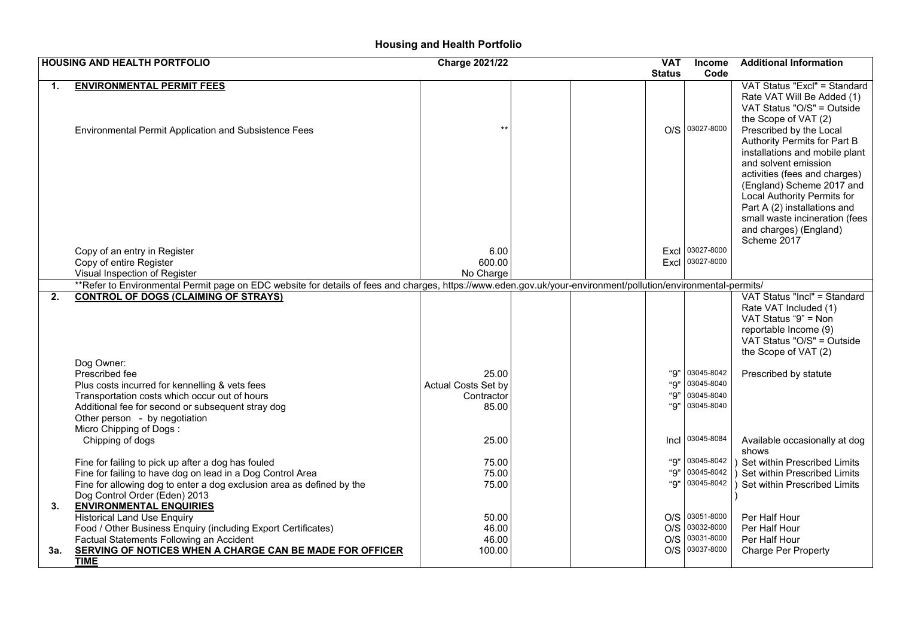# Housing and Health Portfolio

| | HOUSING AND HEALTH PORTFOLIO | Charge 2021/22 | | | VAT Status | Income Code | Additional Information |
|---|---|---|---|---|---|---|---|
| **1.** | **ENVIRONMENTAL PERMIT FEES** | | | | | | VAT Status "Excl" = Standard Rate VAT Will Be Added (1) VAT Status "O/S" = Outside the Scope of VAT (2) |
| | Environmental Permit Application and Subsistence Fees | ** | | | O/S | 03027-8000 | Prescribed by the Local Authority Permits for Part B installations and mobile plant and solvent emission activities (fees and charges) (England) Scheme 2017 and Local Authority Permits for Part A (2) installations and small waste incineration (fees and charges) (England) Scheme 2017 |
| | Copy of an entry in Register | 6.00 | | | Excl | 03027-8000 | |
| | Copy of entire Register | 600.00 | | | Excl | 03027-8000 | |
| | Visual Inspection of Register | No Charge | | | | | |
| | **Refer to Environmental Permit page on EDC website for details of fees and charges, https://www.eden.gov.uk/your-environment/pollution/environmental-permits/ | | | | | | |
| **2.** | **CONTROL OF DOGS (CLAIMING OF STRAYS)** | | | | | | VAT Status "Incl" = Standard Rate VAT Included (1) VAT Status "9" = Non reportable Income (9) VAT Status "O/S" = Outside the Scope of VAT (2) |
| | Dog Owner: | | | | | | |
| | Prescribed fee | 25.00 | | | "9" | 03045-8042 | Prescribed by statute |
| | Plus costs incurred for kennelling & vets fees | Actual Costs Set by | | | "9" | 03045-8040 | |
| | Transportation costs which occur out of hours | Contractor | | | "9" | 03045-8040 | |
| | Additional fee for second or subsequent stray dog | 85.00 | | | "9" | 03045-8040 | |
| | Other person - by negotiation | | | | | | |
| | Micro Chipping of Dogs : | | | | | | |
| | Chipping of dogs | 25.00 | | | Incl | 03045-8084 | Available occasionally at dog shows |
| | Fine for failing to pick up after a dog has fouled | 75.00 | | | "9" | 03045-8042 | ) Set within Prescribed Limits |
| | Fine for failing to have dog on lead in a Dog Control Area | 75.00 | | | "9" | 03045-8042 | ) Set within Prescribed Limits |
| | Fine for allowing dog to enter a dog exclusion area as defined by the Dog Control Order (Eden) 2013 | 75.00 | | | "9" | 03045-8042 | ) Set within Prescribed Limits ) |
| **3.** | **ENVIRONMENTAL ENQUIRIES** | | | | | | |
| | Historical Land Use Enquiry | 50.00 | | | O/S | 03051-8000 | Per Half Hour |
| | Food / Other Business Enquiry (including Export Certificates) | 46.00 | | | O/S | 03032-8000 | Per Half Hour |
| | Factual Statements Following an Accident | 46.00 | | | O/S | 03031-8000 | Per Half Hour |
| **3a.** | **SERVING OF NOTICES WHEN A CHARGE CAN BE MADE FOR OFFICER TIME** | 100.00 | | | O/S | 03037-8000 | Charge Per Property |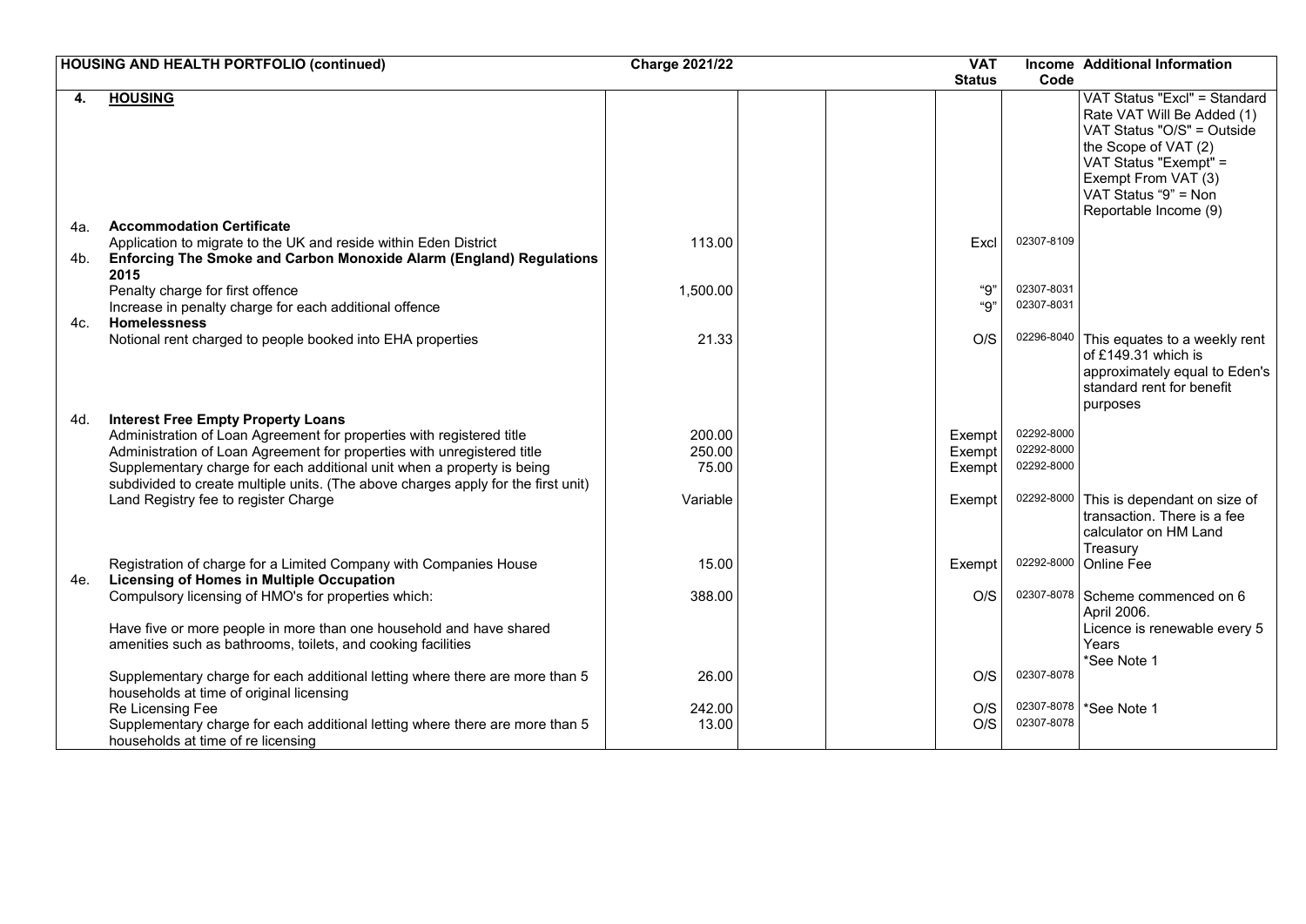| HOUSING AND HEALTH PORTFOLIO (continued) | | Charge 2021/22 | | | VAT Status | Income Code | Additional Information |
|---|---|---|---|---|---|---|---|
| **4.** | **HOUSING** | | | | | | VAT Status "Excl" = Standard Rate VAT Will Be Added (1) VAT Status "O/S" = Outside the Scope of VAT (2) VAT Status "Exempt" = Exempt From VAT (3) VAT Status "9" = Non Reportable Income (9) |
| 4a. | **Accommodation Certificate** | | | | | | |
| | Application to migrate to the UK and reside within Eden District | 113.00 | | | Excl | 02307-8109 | |
| 4b. | **Enforcing The Smoke and Carbon Monoxide Alarm (England) Regulations 2015** | | | | | | |
| | Penalty charge for first offence | 1,500.00 | | | "9" | 02307-8031 | |
| | Increase in penalty charge for each additional offence | | | | "9" | 02307-8031 | |
| 4c. | **Homelessness** | | | | | | |
| | Notional rent charged to people booked into EHA properties | 21.33 | | | O/S | 02296-8040 | This equates to a weekly rent of £149.31 which is approximately equal to Eden's standard rent for benefit purposes |
| 4d. | **Interest Free Empty Property Loans** | | | | | | |
| | Administration of Loan Agreement for properties with registered title | 200.00 | | | Exempt | 02292-8000 | |
| | Administration of Loan Agreement for properties with unregistered title | 250.00 | | | Exempt | 02292-8000 | |
| | Supplementary charge for each additional unit when a property is being subdivided to create multiple units. (The above charges apply for the first unit) | 75.00 | | | Exempt | 02292-8000 | |
| | Land Registry fee to register Charge | Variable | | | Exempt | 02292-8000 | This is dependant on size of transaction. There is a fee calculator on HM Land Treasury |
| | Registration of charge for a Limited Company with Companies House | 15.00 | | | Exempt | 02292-8000 | Online Fee |
| 4e. | **Licensing of Homes in Multiple Occupation** | | | | | | |
| | Compulsory licensing of HMO's for properties which: <br><br> Have five or more people in more than one household and have shared amenities such as bathrooms, toilets, and cooking facilities | 388.00 | | | O/S | 02307-8078 | Scheme commenced on 6 April 2006. Licence is renewable every 5 Years *See Note 1 |
| | Supplementary charge for each additional letting where there are more than 5 households at time of original licensing | 26.00 | | | O/S | 02307-8078 | |
| | Re Licensing Fee | 242.00 | | | O/S | 02307-8078 | *See Note 1 |
| | Supplementary charge for each additional letting where there are more than 5 households at time of re licensing | 13.00 | | | O/S | 02307-8078 | |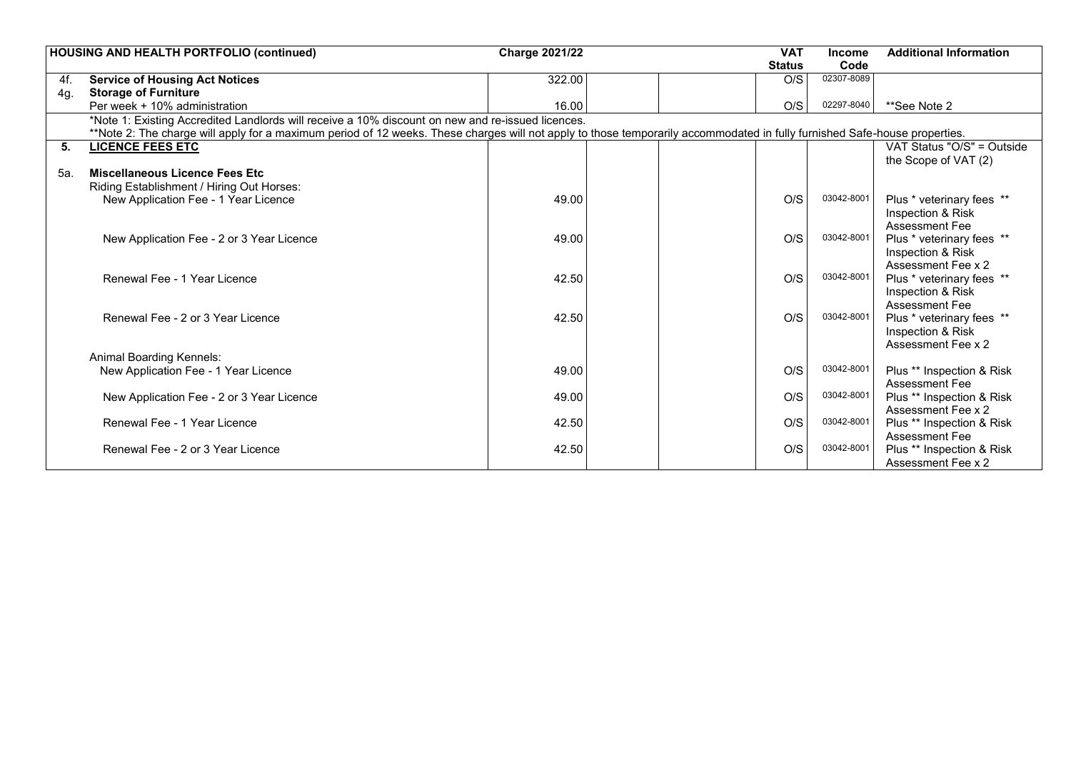| | HOUSING AND HEALTH PORTFOLIO (continued) | Charge 2021/22 | | | VAT Status | Income Code | Additional Information |
|---|---|---|---|---|---|---|---|
| 4f. | **Service of Housing Act Notices** | 322.00 | | | O/S | 02307-8089 | |
| 4g. | **Storage of Furniture** | | | | | | |
| | Per week + 10% administration | 16.00 | | | O/S | 02297-8040 | **See Note 2 |
| | *Note 1: Existing Accredited Landlords will receive a 10% discount on new and re-issued licences. | | | | | | |
| | **Note 2: The charge will apply for a maximum period of 12 weeks. These charges will not apply to those temporarily accommodated in fully furnished Safe-house properties. | | | | | | |
| **5.** | **LICENCE FEES ETC** | | | | | | VAT Status "O/S" = Outside the Scope of VAT (2) |
| 5a. | **Miscellaneous Licence Fees Etc** | | | | | | |
| | Riding Establishment / Hiring Out Horses: | | | | | | |
| | New Application Fee - 1 Year Licence | 49.00 | | | O/S | 03042-8001 | Plus * veterinary fees ** Inspection & Risk Assessment Fee |
| | New Application Fee - 2 or 3 Year Licence | 49.00 | | | O/S | 03042-8001 | Plus * veterinary fees ** Inspection & Risk Assessment Fee x 2 |
| | Renewal Fee - 1 Year Licence | 42.50 | | | O/S | 03042-8001 | Plus * veterinary fees ** Inspection & Risk Assessment Fee |
| | Renewal Fee - 2 or 3 Year Licence | 42.50 | | | O/S | 03042-8001 | Plus * veterinary fees ** Inspection & Risk Assessment Fee x 2 |
| | Animal Boarding Kennels: | | | | | | |
| | New Application Fee - 1 Year Licence | 49.00 | | | O/S | 03042-8001 | Plus ** Inspection & Risk Assessment Fee |
| | New Application Fee - 2 or 3 Year Licence | 49.00 | | | O/S | 03042-8001 | Plus ** Inspection & Risk Assessment Fee x 2 |
| | Renewal Fee - 1 Year Licence | 42.50 | | | O/S | 03042-8001 | Plus ** Inspection & Risk Assessment Fee |
| | Renewal Fee - 2 or 3 Year Licence | 42.50 | | | O/S | 03042-8001 | Plus ** Inspection & Risk Assessment Fee x 2 |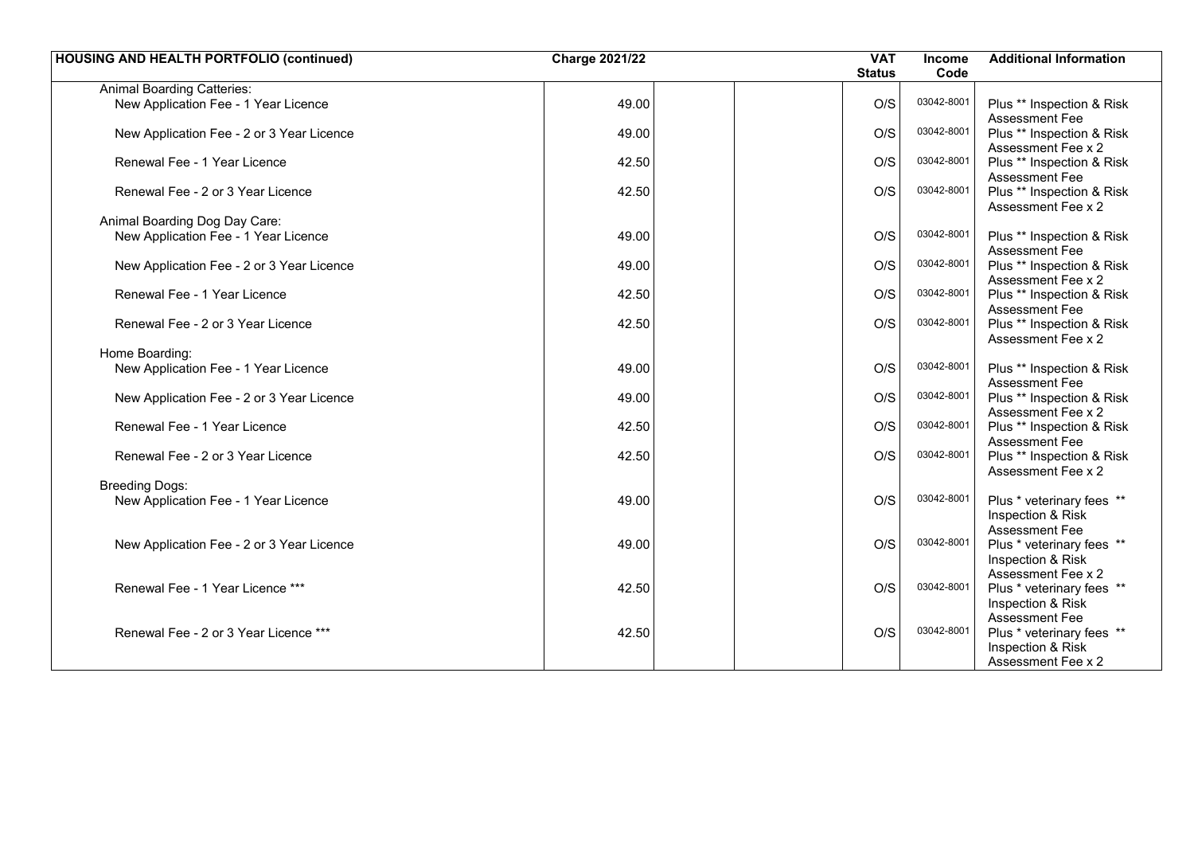| HOUSING AND HEALTH PORTFOLIO (continued) | Charge 2021/22 | | | VAT Status | Income Code | Additional Information |
|---|---|---|---|---|---|---|
| Animal Boarding Catteries: | | | | | | |
| New Application Fee - 1 Year Licence | 49.00 | | | O/S | 03042-8001 | Plus ** Inspection & Risk Assessment Fee |
| New Application Fee - 2 or 3 Year Licence | 49.00 | | | O/S | 03042-8001 | Plus ** Inspection & Risk Assessment Fee x 2 |
| Renewal Fee - 1 Year Licence | 42.50 | | | O/S | 03042-8001 | Plus ** Inspection & Risk Assessment Fee |
| Renewal Fee - 2 or 3 Year Licence | 42.50 | | | O/S | 03042-8001 | Plus ** Inspection & Risk Assessment Fee x 2 |
| Animal Boarding Dog Day Care: | | | | | | |
| New Application Fee - 1 Year Licence | 49.00 | | | O/S | 03042-8001 | Plus ** Inspection & Risk Assessment Fee |
| New Application Fee - 2 or 3 Year Licence | 49.00 | | | O/S | 03042-8001 | Plus ** Inspection & Risk Assessment Fee x 2 |
| Renewal Fee - 1 Year Licence | 42.50 | | | O/S | 03042-8001 | Plus ** Inspection & Risk Assessment Fee |
| Renewal Fee - 2 or 3 Year Licence | 42.50 | | | O/S | 03042-8001 | Plus ** Inspection & Risk Assessment Fee x 2 |
| Home Boarding: | | | | | | |
| New Application Fee - 1 Year Licence | 49.00 | | | O/S | 03042-8001 | Plus ** Inspection & Risk Assessment Fee |
| New Application Fee - 2 or 3 Year Licence | 49.00 | | | O/S | 03042-8001 | Plus ** Inspection & Risk Assessment Fee x 2 |
| Renewal Fee - 1 Year Licence | 42.50 | | | O/S | 03042-8001 | Plus ** Inspection & Risk Assessment Fee |
| Renewal Fee - 2 or 3 Year Licence | 42.50 | | | O/S | 03042-8001 | Plus ** Inspection & Risk Assessment Fee x 2 |
| Breeding Dogs: | | | | | | |
| New Application Fee - 1 Year Licence | 49.00 | | | O/S | 03042-8001 | Plus * veterinary fees ** Inspection & Risk Assessment Fee |
| New Application Fee - 2 or 3 Year Licence | 49.00 | | | O/S | 03042-8001 | Plus * veterinary fees ** Inspection & Risk Assessment Fee x 2 |
| Renewal Fee - 1 Year Licence *** | 42.50 | | | O/S | 03042-8001 | Plus * veterinary fees ** Inspection & Risk Assessment Fee |
| Renewal Fee - 2 or 3 Year Licence *** | 42.50 | | | O/S | 03042-8001 | Plus * veterinary fees ** Inspection & Risk Assessment Fee x 2 |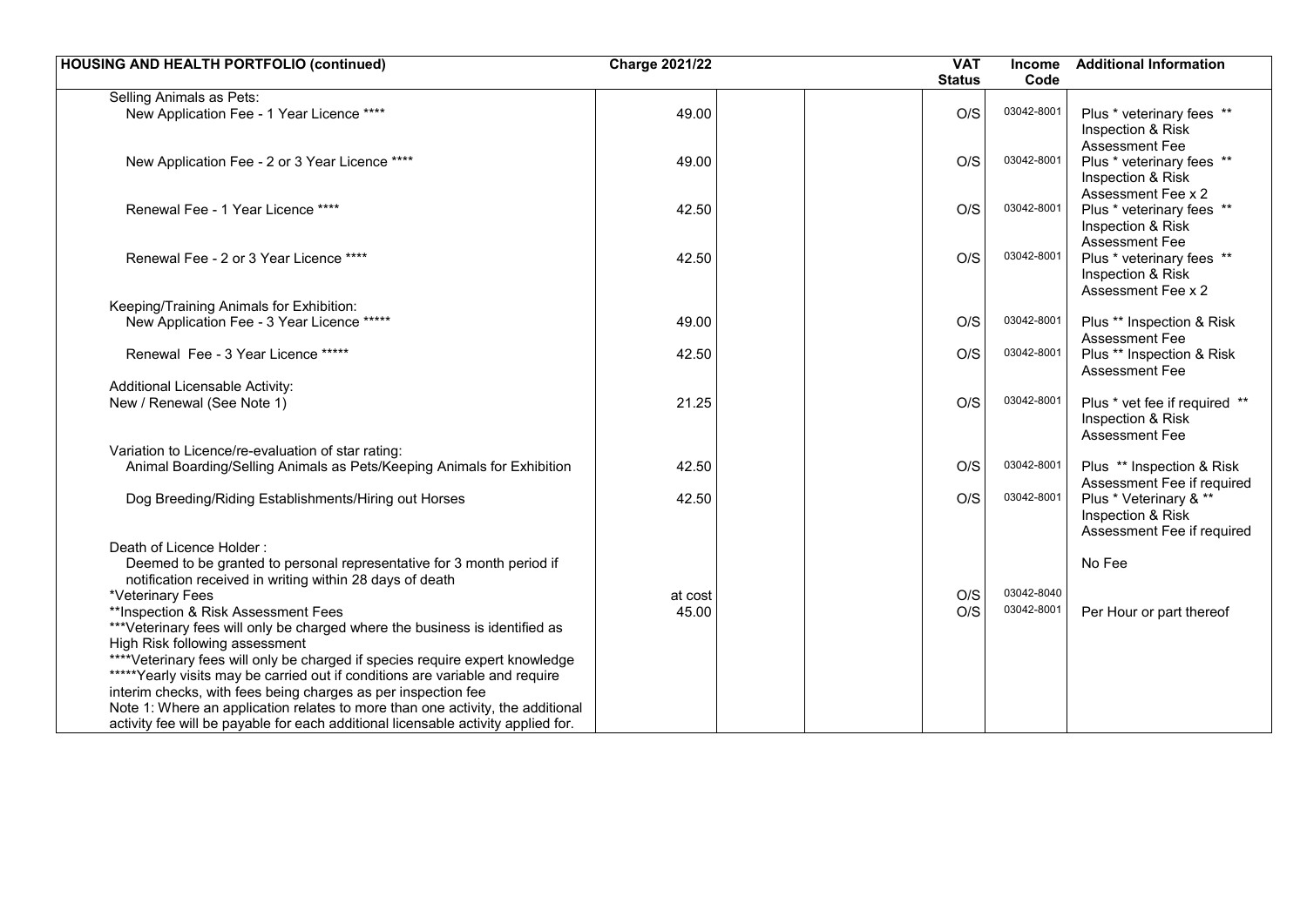| HOUSING AND HEALTH PORTFOLIO (continued) | Charge 2021/22 | | | VAT Status | Income Code | Additional Information |
|---|---|---|---|---|---|---|
| Selling Animals as Pets: | | | | | | |
| New Application Fee - 1 Year Licence **** | 49.00 | | | O/S | 03042-8001 | Plus * veterinary fees ** Inspection & Risk Assessment Fee |
| New Application Fee - 2 or 3 Year Licence **** | 49.00 | | | O/S | 03042-8001 | Plus * veterinary fees ** Inspection & Risk Assessment Fee x 2 |
| Renewal Fee - 1 Year Licence **** | 42.50 | | | O/S | 03042-8001 | Plus * veterinary fees ** Inspection & Risk Assessment Fee |
| Renewal Fee - 2 or 3 Year Licence **** | 42.50 | | | O/S | 03042-8001 | Plus * veterinary fees ** Inspection & Risk Assessment Fee x 2 |
| Keeping/Training Animals for Exhibition: | | | | | | |
| New Application Fee - 3 Year Licence ***** | 49.00 | | | O/S | 03042-8001 | Plus ** Inspection & Risk Assessment Fee |
| Renewal Fee - 3 Year Licence ***** | 42.50 | | | O/S | 03042-8001 | Plus ** Inspection & Risk Assessment Fee |
| Additional Licensable Activity: | | | | | | |
| New / Renewal (See Note 1) | 21.25 | | | O/S | 03042-8001 | Plus * vet fee if required ** Inspection & Risk Assessment Fee |
| Variation to Licence/re-evaluation of star rating: | | | | | | |
| Animal Boarding/Selling Animals as Pets/Keeping Animals for Exhibition | 42.50 | | | O/S | 03042-8001 | Plus ** Inspection & Risk Assessment Fee if required |
| Dog Breeding/Riding Establishments/Hiring out Horses | 42.50 | | | O/S | 03042-8001 | Plus * Veterinary & ** Inspection & Risk Assessment Fee if required |
| Death of Licence Holder : | | | | | | |
| Deemed to be granted to personal representative for 3 month period if notification received in writing within 28 days of death | | | | | | No Fee |
| *Veterinary Fees | at cost | | | O/S | 03042-8040 | |
| **Inspection & Risk Assessment Fees | 45.00 | | | O/S | 03042-8001 | Per Hour or part thereof |
| ***Veterinary fees will only be charged where the business is identified as High Risk following assessment | | | | | | |
| ****Veterinary fees will only be charged if species require expert knowledge | | | | | | |
| *****Yearly visits may be carried out if conditions are variable and require interim checks, with fees being charges as per inspection fee | | | | | | |
| Note 1: Where an application relates to more than one activity, the additional activity fee will be payable for each additional licensable activity applied for. | | | | | | |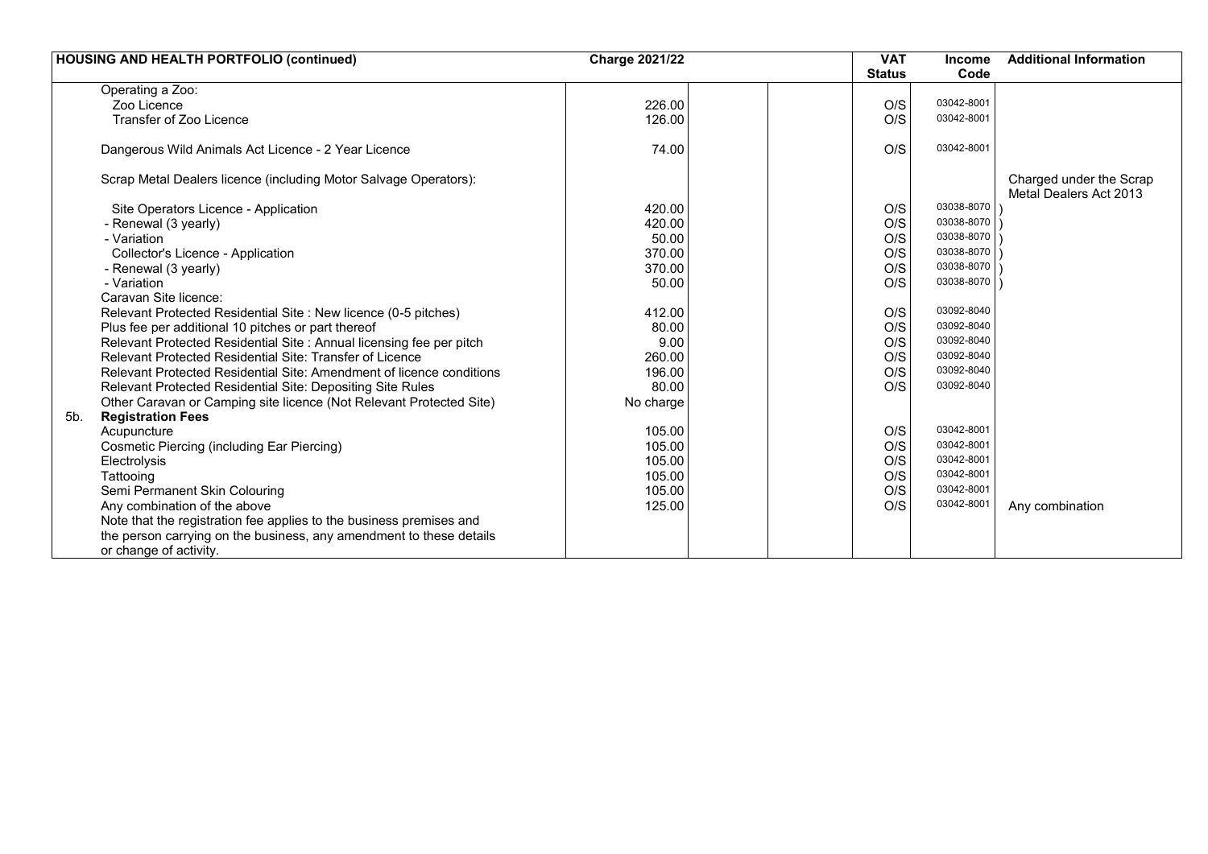| HOUSING AND HEALTH PORTFOLIO (continued) | Charge 2021/22 | | | VAT Status | Income Code | Additional Information |
|---|---|---|---|---|---|---|
| Operating a Zoo: | | | | | | |
| Zoo Licence | 226.00 | | | O/S | 03042-8001 | |
| Transfer of Zoo Licence | 126.00 | | | O/S | 03042-8001 | |
| Dangerous Wild Animals Act Licence - 2 Year Licence | 74.00 | | | O/S | 03042-8001 | |
| Scrap Metal Dealers licence (including Motor Salvage Operators): | | | | | | Charged under the Scrap Metal Dealers Act 2013 |
| Site Operators Licence - Application | 420.00 | | | O/S | 03038-8070 | ) |
| - Renewal (3 yearly) | 420.00 | | | O/S | 03038-8070 | ) |
| - Variation | 50.00 | | | O/S | 03038-8070 | ) |
| Collector's Licence - Application | 370.00 | | | O/S | 03038-8070 | ) |
| - Renewal (3 yearly) | 370.00 | | | O/S | 03038-8070 | ) |
| - Variation | 50.00 | | | O/S | 03038-8070 | ) |
| Caravan Site licence: | | | | | | |
| Relevant Protected Residential Site : New licence (0-5 pitches) | 412.00 | | | O/S | 03092-8040 | |
| Plus fee per additional 10 pitches or part thereof | 80.00 | | | O/S | 03092-8040 | |
| Relevant Protected Residential Site : Annual licensing fee per pitch | 9.00 | | | O/S | 03092-8040 | |
| Relevant Protected Residential Site: Transfer of Licence | 260.00 | | | O/S | 03092-8040 | |
| Relevant Protected Residential Site: Amendment of licence conditions | 196.00 | | | O/S | 03092-8040 | |
| Relevant Protected Residential Site: Depositing Site Rules | 80.00 | | | O/S | 03092-8040 | |
| Other Caravan or Camping site licence (Not Relevant Protected Site) | No charge | | | | | |
| 5b. **Registration Fees** | | | | | | |
| Acupuncture | 105.00 | | | O/S | 03042-8001 | |
| Cosmetic Piercing (including Ear Piercing) | 105.00 | | | O/S | 03042-8001 | |
| Electrolysis | 105.00 | | | O/S | 03042-8001 | |
| Tattooing | 105.00 | | | O/S | 03042-8001 | |
| Semi Permanent Skin Colouring | 105.00 | | | O/S | 03042-8001 | |
| Any combination of the above | 125.00 | | | O/S | 03042-8001 | Any combination |
| Note that the registration fee applies to the business premises and the person carrying on the business, any amendment to these details or change of activity. | | | | | | |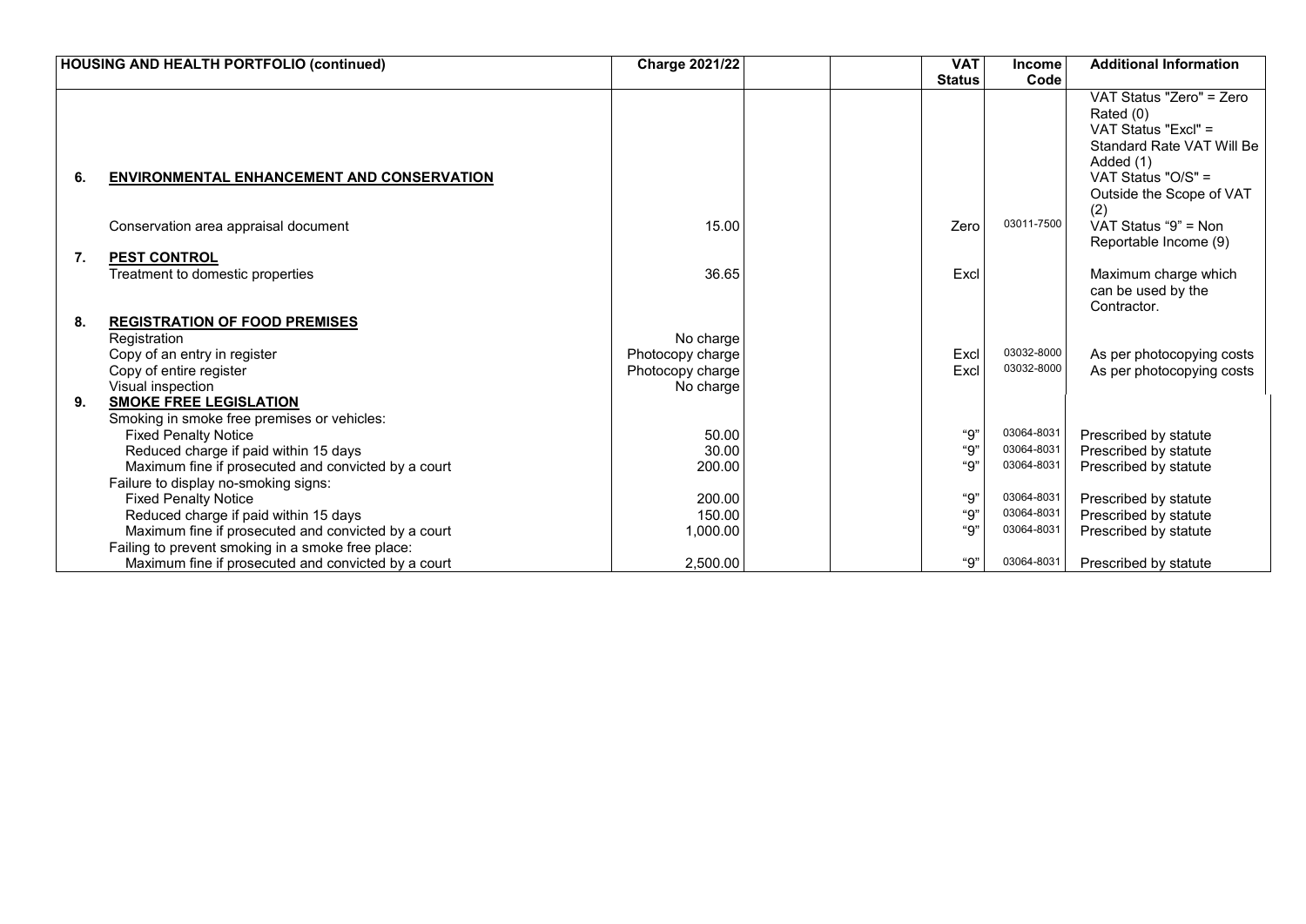| HOUSING AND HEALTH PORTFOLIO (continued) | Charge 2021/22 | | | VAT Status | Income Code | Additional Information |
|---|---|---|---|---|---|---|
| | | | | | | VAT Status "Zero" = Zero Rated (0) VAT Status "Excl" = Standard Rate VAT Will Be Added (1) VAT Status "O/S" = Outside the Scope of VAT (2) VAT Status "9" = Non Reportable Income (9) |
| **6. ENVIRONMENTAL ENHANCEMENT AND CONSERVATION** | | | | | | |
| Conservation area appraisal document | 15.00 | | | Zero | 03011-7500 | |
| **7. PEST CONTROL** | | | | | | |
| Treatment to domestic properties | 36.65 | | | Excl | | Maximum charge which can be used by the Contractor. |
| **8. REGISTRATION OF FOOD PREMISES** | | | | | | |
| Registration | No charge | | | | | |
| Copy of an entry in register | Photocopy charge | | | Excl | 03032-8000 | As per photocopying costs |
| Copy of entire register | Photocopy charge | | | Excl | 03032-8000 | As per photocopying costs |
| Visual inspection | No charge | | | | | |
| **9. SMOKE FREE LEGISLATION** | | | | | | |
| Smoking in smoke free premises or vehicles: | | | | | | |
| Fixed Penalty Notice | 50.00 | | | "9" | 03064-8031 | Prescribed by statute |
| Reduced charge if paid within 15 days | 30.00 | | | "9" | 03064-8031 | Prescribed by statute |
| Maximum fine if prosecuted and convicted by a court | 200.00 | | | "9" | 03064-8031 | Prescribed by statute |
| Failure to display no-smoking signs: | | | | | | |
| Fixed Penalty Notice | 200.00 | | | "9" | 03064-8031 | Prescribed by statute |
| Reduced charge if paid within 15 days | 150.00 | | | "9" | 03064-8031 | Prescribed by statute |
| Maximum fine if prosecuted and convicted by a court | 1,000.00 | | | "9" | 03064-8031 | Prescribed by statute |
| Failing to prevent smoking in a smoke free place: | | | | | | |
| Maximum fine if prosecuted and convicted by a court | 2,500.00 | | | "9" | 03064-8031 | Prescribed by statute |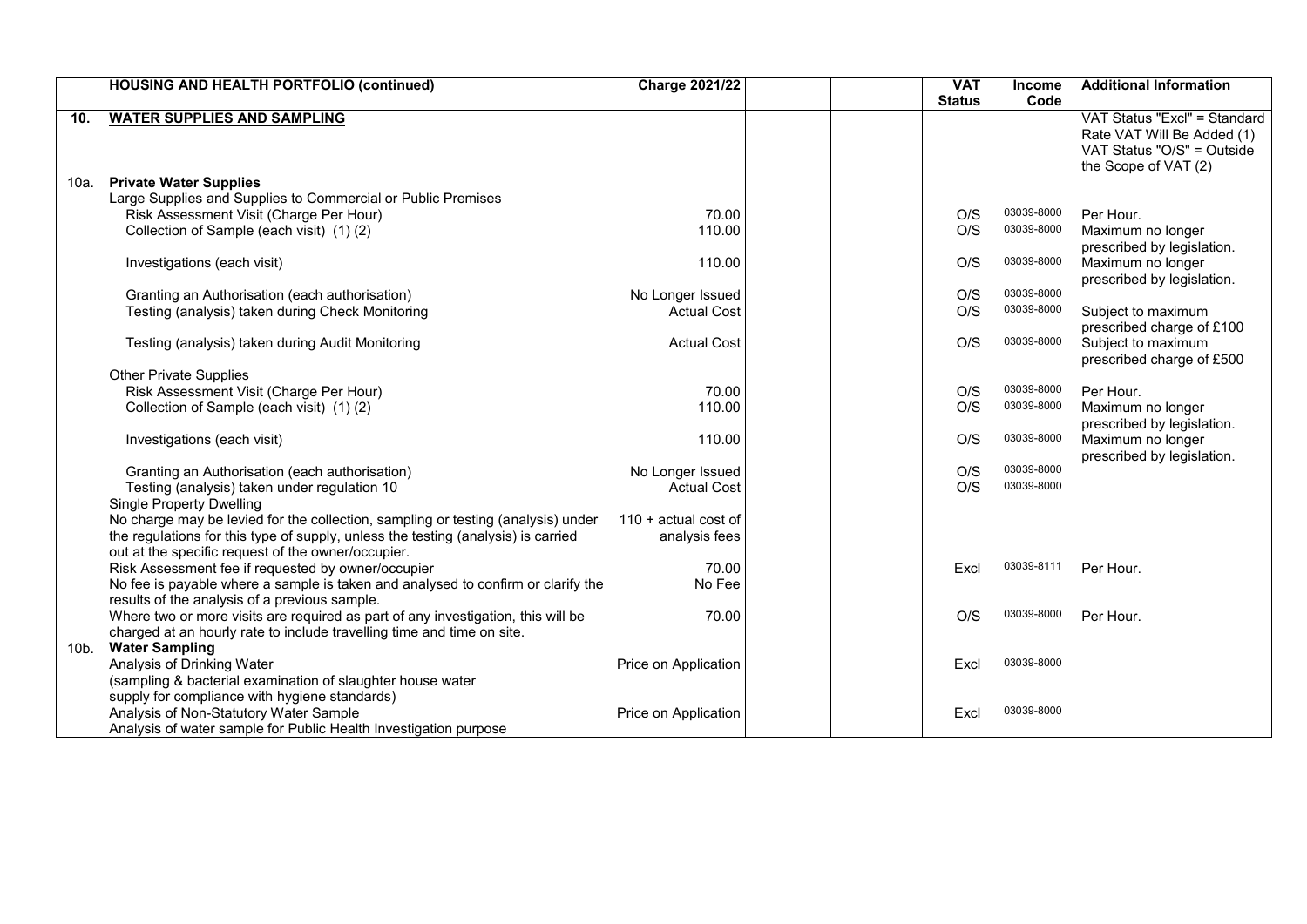| | HOUSING AND HEALTH PORTFOLIO (continued) | Charge 2021/22 | | | VAT Status | Income Code | Additional Information |
|---|---|---|---|---|---|---|---|
| **10.** | **WATER SUPPLIES AND SAMPLING** | | | | | | VAT Status "Excl" = Standard Rate VAT Will Be Added (1) VAT Status "O/S" = Outside the Scope of VAT (2) |
| 10a. | **Private Water Supplies** | | | | | | |
| | Large Supplies and Supplies to Commercial or Public Premises | | | | | | |
| | Risk Assessment Visit (Charge Per Hour) | 70.00 | | | O/S | 03039-8000 | Per Hour. |
| | Collection of Sample (each visit) (1) (2) | 110.00 | | | O/S | 03039-8000 | Maximum no longer prescribed by legislation. |
| | Investigations (each visit) | 110.00 | | | O/S | 03039-8000 | Maximum no longer prescribed by legislation. |
| | Granting an Authorisation (each authorisation) | No Longer Issued | | | O/S | 03039-8000 | |
| | Testing (analysis) taken during Check Monitoring | Actual Cost | | | O/S | 03039-8000 | Subject to maximum prescribed charge of £100 |
| | Testing (analysis) taken during Audit Monitoring | Actual Cost | | | O/S | 03039-8000 | Subject to maximum prescribed charge of £500 |
| | Other Private Supplies | | | | | | |
| | Risk Assessment Visit (Charge Per Hour) | 70.00 | | | O/S | 03039-8000 | Per Hour. |
| | Collection of Sample (each visit) (1) (2) | 110.00 | | | O/S | 03039-8000 | Maximum no longer prescribed by legislation. |
| | Investigations (each visit) | 110.00 | | | O/S | 03039-8000 | Maximum no longer prescribed by legislation. |
| | Granting an Authorisation (each authorisation) | No Longer Issued | | | O/S | 03039-8000 | |
| | Testing (analysis) taken under regulation 10 | Actual Cost | | | O/S | 03039-8000 | |
| | Single Property Dwelling | | | | | | |
| | No charge may be levied for the collection, sampling or testing (analysis) under the regulations for this type of supply, unless the testing (analysis) is carried out at the specific request of the owner/occupier. | 110 + actual cost of analysis fees | | | | | |
| | Risk Assessment fee if requested by owner/occupier | 70.00 | | | Excl | 03039-8111 | Per Hour. |
| | No fee is payable where a sample is taken and analysed to confirm or clarify the results of the analysis of a previous sample. | No Fee | | | | | |
| | Where two or more visits are required as part of any investigation, this will be charged at an hourly rate to include travelling time and time on site. | 70.00 | | | O/S | 03039-8000 | Per Hour. |
| 10b. | **Water Sampling** | | | | | | |
| | Analysis of Drinking Water (sampling & bacterial examination of slaughter house water supply for compliance with hygiene standards) | Price on Application | | | Excl | 03039-8000 | |
| | Analysis of Non-Statutory Water Sample Analysis of water sample for Public Health Investigation purpose | Price on Application | | | Excl | 03039-8000 | |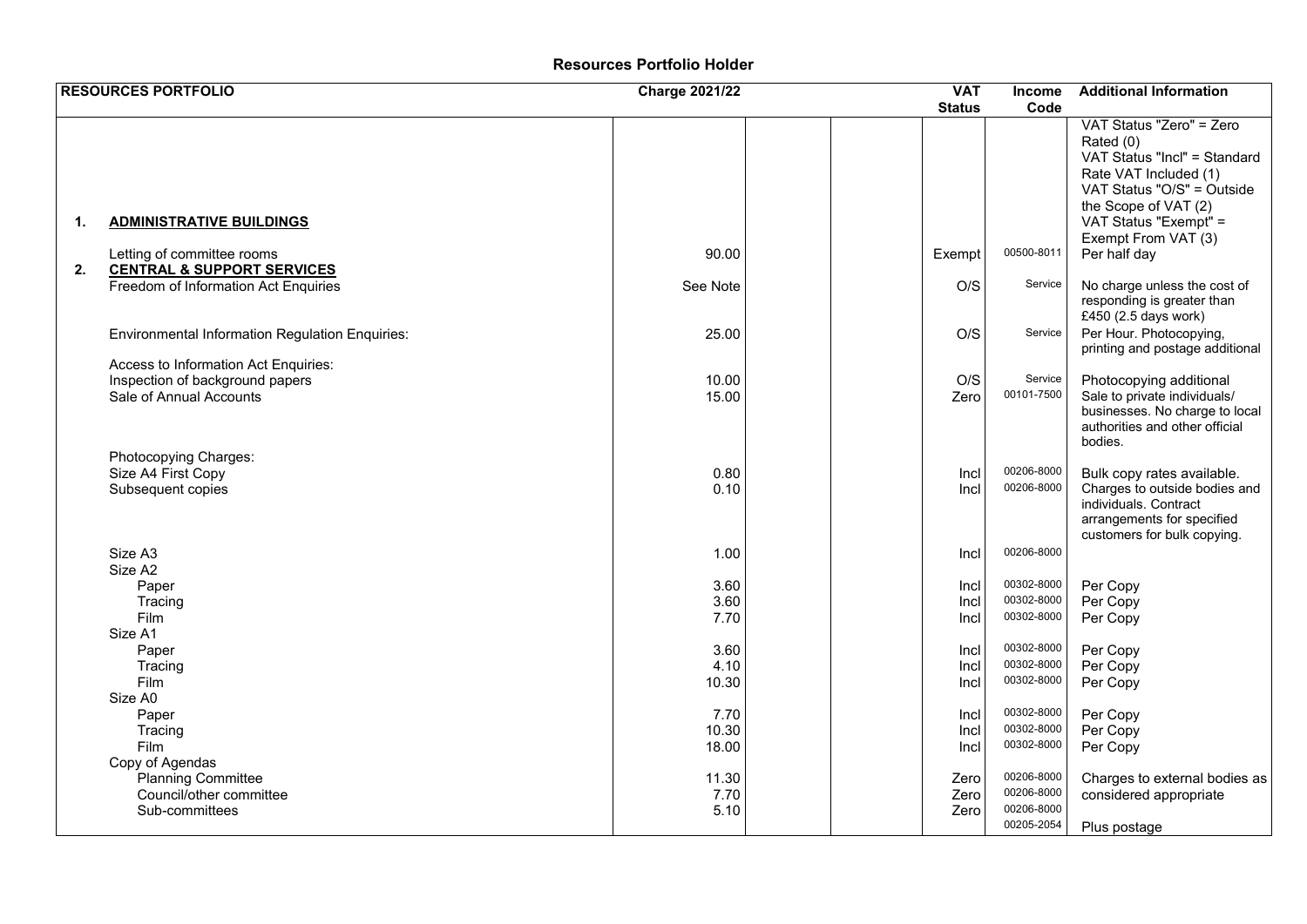# Resources Portfolio Holder

| RESOURCES PORTFOLIO | Charge 2021/22 | | | VAT Status | Income Code | Additional Information |
|---|---|---|---|---|---|---|
| | | | | | | VAT Status "Zero" = Zero Rated (0) VAT Status "Incl" = Standard Rate VAT Included (1) VAT Status "O/S" = Outside the Scope of VAT (2) VAT Status "Exempt" = Exempt From VAT (3) |
| **1. ADMINISTRATIVE BUILDINGS** | | | | | | |
| Letting of committee rooms | 90.00 | | | Exempt | 00500-8011 | Per half day |
| **2. CENTRAL & SUPPORT SERVICES** | | | | | | |
| Freedom of Information Act Enquiries | See Note | | | O/S | Service | No charge unless the cost of responding is greater than £450 (2.5 days work) |
| Environmental Information Regulation Enquiries: | 25.00 | | | O/S | Service | Per Hour. Photocopying, printing and postage additional |
| Access to Information Act Enquiries: | | | | | | |
| Inspection of background papers | 10.00 | | | O/S | Service | Photocopying additional |
| Sale of Annual Accounts | 15.00 | | | Zero | 00101-7500 | Sale to private individuals/ businesses. No charge to local authorities and other official bodies. |
| Photocopying Charges: | | | | | | |
| Size A4 First Copy | 0.80 | | | Incl | 00206-8000 | Bulk copy rates available. |
| Subsequent copies | 0.10 | | | Incl | 00206-8000 | Charges to outside bodies and individuals. Contract arrangements for specified customers for bulk copying. |
| Size A3 | 1.00 | | | Incl | 00206-8000 | |
| Size A2 | | | | | | |
| Paper | 3.60 | | | Incl | 00302-8000 | Per Copy |
| Tracing | 3.60 | | | Incl | 00302-8000 | Per Copy |
| Film | 7.70 | | | Incl | 00302-8000 | Per Copy |
| Size A1 | | | | | | |
| Paper | 3.60 | | | Incl | 00302-8000 | Per Copy |
| Tracing | 4.10 | | | Incl | 00302-8000 | Per Copy |
| Film | 10.30 | | | Incl | 00302-8000 | Per Copy |
| Size A0 | | | | | | |
| Paper | 7.70 | | | Incl | 00302-8000 | Per Copy |
| Tracing | 10.30 | | | Incl | 00302-8000 | Per Copy |
| Film | 18.00 | | | Incl | 00302-8000 | Per Copy |
| Copy of Agendas | | | | | | |
| Planning Committee | 11.30 | | | Zero | 00206-8000 | Charges to external bodies as |
| Council/other committee | 7.70 | | | Zero | 00206-8000 | considered appropriate |
| Sub-committees | 5.10 | | | Zero | 00206-8000 | |
| | | | | | 00205-2054 | Plus postage |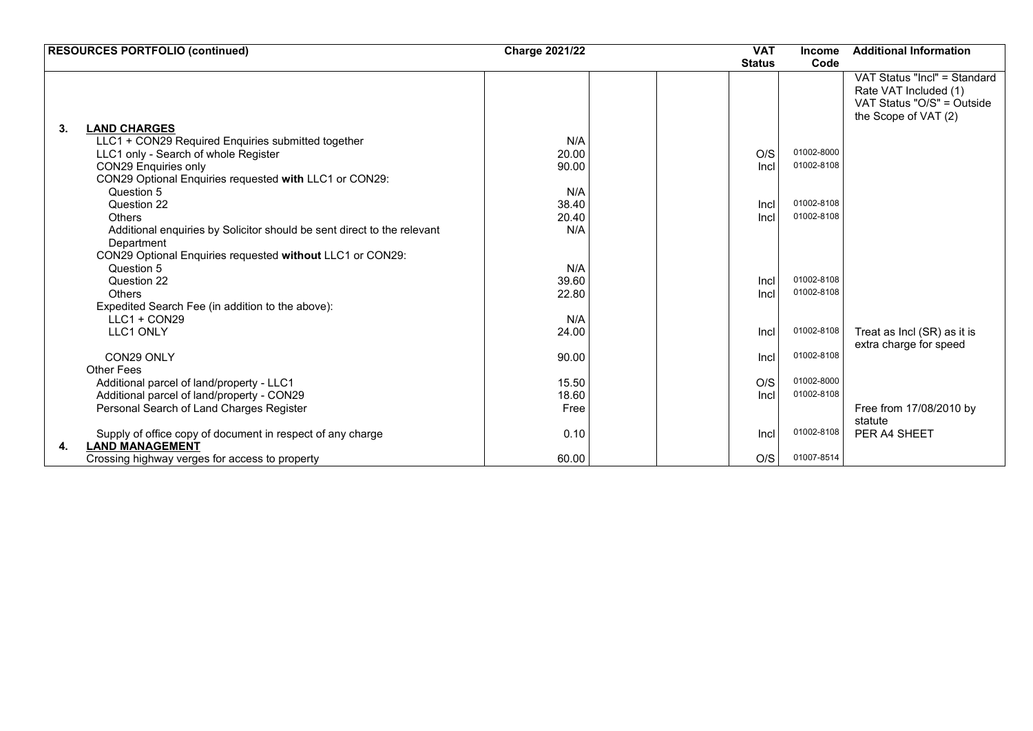| RESOURCES PORTFOLIO (continued) | Charge 2021/22 | | | VAT Status | Income Code | Additional Information |
|---|---|---|---|---|---|---|
| | | | | | | VAT Status "Incl" = Standard Rate VAT Included (1) VAT Status "O/S" = Outside the Scope of VAT (2) |
| **3. LAND CHARGES** | | | | | | |
| LLC1 + CON29 Required Enquiries submitted together | N/A | | | | | |
| LLC1 only - Search of whole Register | 20.00 | | | O/S | 01002-8000 | |
| CON29 Enquiries only | 90.00 | | | Incl | 01002-8108 | |
| CON29 Optional Enquiries requested **with** LLC1 or CON29: | | | | | | |
| Question 5 | N/A | | | | | |
| Question 22 | 38.40 | | | Incl | 01002-8108 | |
| Others | 20.40 | | | Incl | 01002-8108 | |
| Additional enquiries by Solicitor should be sent direct to the relevant Department | N/A | | | | | |
| CON29 Optional Enquiries requested **without** LLC1 or CON29: | | | | | | |
| Question 5 | N/A | | | | | |
| Question 22 | 39.60 | | | Incl | 01002-8108 | |
| Others | 22.80 | | | Incl | 01002-8108 | |
| Expedited Search Fee (in addition to the above): | | | | | | |
| LLC1 + CON29 | N/A | | | | | |
| LLC1 ONLY | 24.00 | | | Incl | 01002-8108 | Treat as Incl (SR) as it is extra charge for speed |
| CON29 ONLY | 90.00 | | | Incl | 01002-8108 | |
| Other Fees | | | | | | |
| Additional parcel of land/property - LLC1 | 15.50 | | | O/S | 01002-8000 | |
| Additional parcel of land/property - CON29 | 18.60 | | | Incl | 01002-8108 | |
| Personal Search of Land Charges Register | Free | | | | | Free from 17/08/2010 by statute |
| Supply of office copy of document in respect of any charge | 0.10 | | | Incl | 01002-8108 | PER A4 SHEET |
| **4. LAND MANAGEMENT** | | | | | | |
| Crossing highway verges for access to property | 60.00 | | | O/S | 01007-8514 | |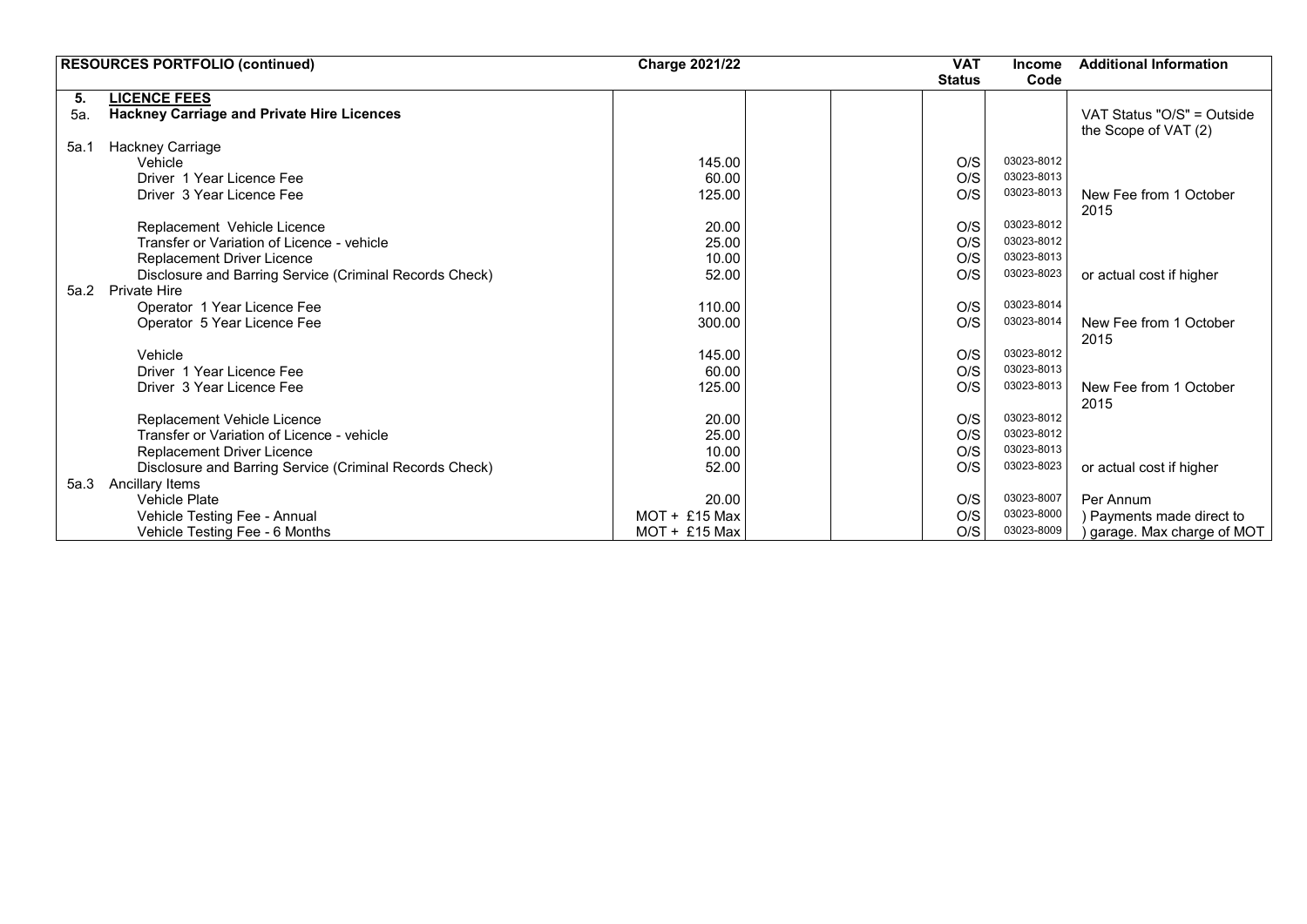| RESOURCES PORTFOLIO (continued) | | Charge 2021/22 | | | VAT Status | Income Code | Additional Information |
|---|---|---|---|---|---|---|---|
| **5.** | **LICENCE FEES** | | | | | | |
| 5a. | **Hackney Carriage and Private Hire Licences** | | | | | | VAT Status "O/S" = Outside the Scope of VAT (2) |
| 5a.1 | Hackney Carriage | | | | | | |
| | Vehicle | 145.00 | | | O/S | 03023-8012 | |
| | Driver 1 Year Licence Fee | 60.00 | | | O/S | 03023-8013 | |
| | Driver 3 Year Licence Fee | 125.00 | | | O/S | 03023-8013 | New Fee from 1 October 2015 |
| | Replacement Vehicle Licence | 20.00 | | | O/S | 03023-8012 | |
| | Transfer or Variation of Licence - vehicle | 25.00 | | | O/S | 03023-8012 | |
| | Replacement Driver Licence | 10.00 | | | O/S | 03023-8013 | |
| | Disclosure and Barring Service (Criminal Records Check) | 52.00 | | | O/S | 03023-8023 | or actual cost if higher |
| 5a.2 | Private Hire | | | | | | |
| | Operator 1 Year Licence Fee | 110.00 | | | O/S | 03023-8014 | |
| | Operator 5 Year Licence Fee | 300.00 | | | O/S | 03023-8014 | New Fee from 1 October 2015 |
| | Vehicle | 145.00 | | | O/S | 03023-8012 | |
| | Driver 1 Year Licence Fee | 60.00 | | | O/S | 03023-8013 | |
| | Driver 3 Year Licence Fee | 125.00 | | | O/S | 03023-8013 | New Fee from 1 October 2015 |
| | Replacement Vehicle Licence | 20.00 | | | O/S | 03023-8012 | |
| | Transfer or Variation of Licence - vehicle | 25.00 | | | O/S | 03023-8012 | |
| | Replacement Driver Licence | 10.00 | | | O/S | 03023-8013 | |
| | Disclosure and Barring Service (Criminal Records Check) | 52.00 | | | O/S | 03023-8023 | or actual cost if higher |
| 5a.3 | Ancillary Items | | | | | | |
| | Vehicle Plate | 20.00 | | | O/S | 03023-8007 | Per Annum |
| | Vehicle Testing Fee - Annual | MOT + £15 Max | | | O/S | 03023-8000 | ) Payments made direct to |
| | Vehicle Testing Fee - 6 Months | MOT + £15 Max | | | O/S | 03023-8009 | ) garage. Max charge of MOT |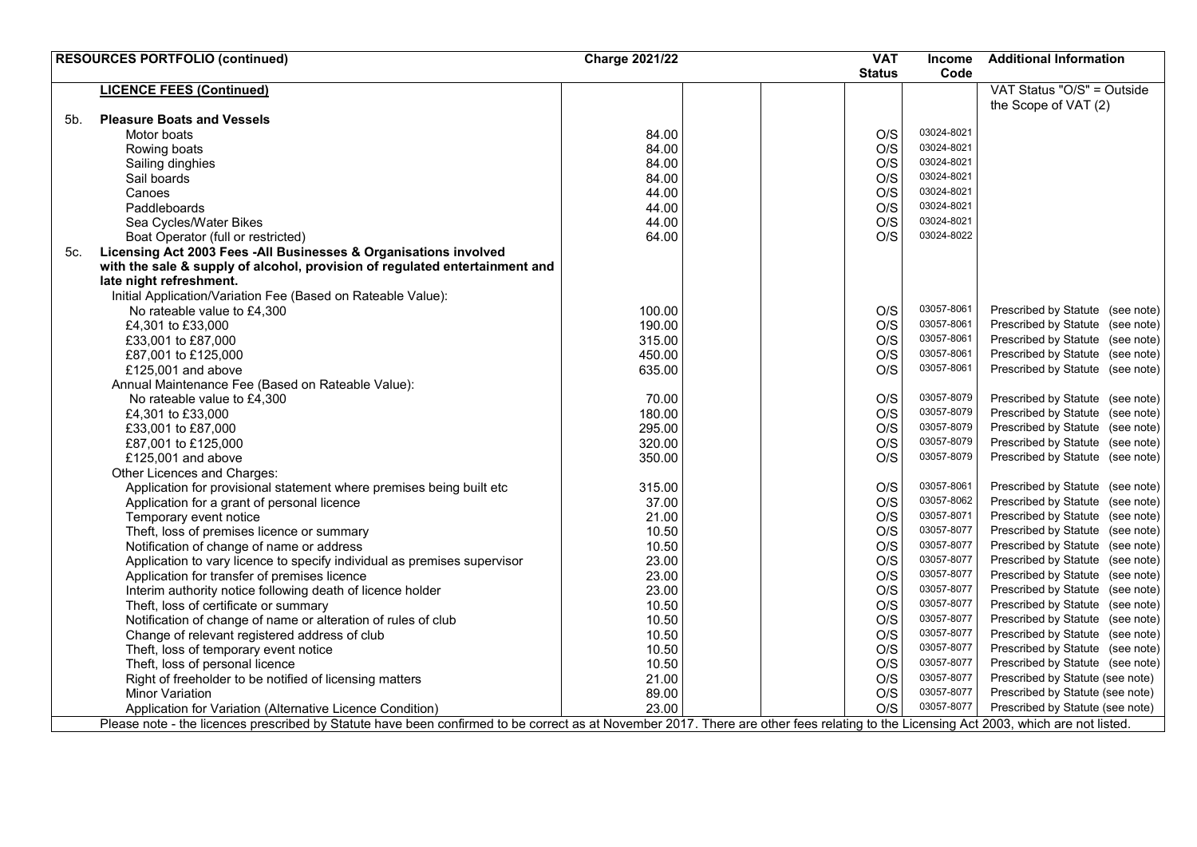| RESOURCES PORTFOLIO (continued) | Charge 2021/22 | | | VAT Status | Income Code | Additional Information |
|---|---|---|---|---|---|---|
| **LICENCE FEES (Continued)** | | | | | | VAT Status "O/S" = Outside the Scope of VAT (2) |
| **5b. Pleasure Boats and Vessels** | | | | | | |
| Motor boats | 84.00 | | | O/S | 03024-8021 | |
| Rowing boats | 84.00 | | | O/S | 03024-8021 | |
| Sailing dinghies | 84.00 | | | O/S | 03024-8021 | |
| Sail boards | 84.00 | | | O/S | 03024-8021 | |
| Canoes | 44.00 | | | O/S | 03024-8021 | |
| Paddleboards | 44.00 | | | O/S | 03024-8021 | |
| Sea Cycles/Water Bikes | 44.00 | | | O/S | 03024-8021 | |
| Boat Operator (full or restricted) | 64.00 | | | O/S | 03024-8022 | |
| **5c. Licensing Act 2003 Fees -All Businesses & Organisations involved with the sale & supply of alcohol, provision of regulated entertainment and late night refreshment.** | | | | | | |
| Initial Application/Variation Fee (Based on Rateable Value): | | | | | | |
| No rateable value to £4,300 | 100.00 | | | O/S | 03057-8061 | Prescribed by Statute (see note) |
| £4,301 to £33,000 | 190.00 | | | O/S | 03057-8061 | Prescribed by Statute (see note) |
| £33,001 to £87,000 | 315.00 | | | O/S | 03057-8061 | Prescribed by Statute (see note) |
| £87,001 to £125,000 | 450.00 | | | O/S | 03057-8061 | Prescribed by Statute (see note) |
| £125,001 and above | 635.00 | | | O/S | 03057-8061 | Prescribed by Statute (see note) |
| Annual Maintenance Fee (Based on Rateable Value): | | | | | | |
| No rateable value to £4,300 | 70.00 | | | O/S | 03057-8079 | Prescribed by Statute (see note) |
| £4,301 to £33,000 | 180.00 | | | O/S | 03057-8079 | Prescribed by Statute (see note) |
| £33,001 to £87,000 | 295.00 | | | O/S | 03057-8079 | Prescribed by Statute (see note) |
| £87,001 to £125,000 | 320.00 | | | O/S | 03057-8079 | Prescribed by Statute (see note) |
| £125,001 and above | 350.00 | | | O/S | 03057-8079 | Prescribed by Statute (see note) |
| Other Licences and Charges: | | | | | | |
| Application for provisional statement where premises being built etc | 315.00 | | | O/S | 03057-8061 | Prescribed by Statute (see note) |
| Application for a grant of personal licence | 37.00 | | | O/S | 03057-8062 | Prescribed by Statute (see note) |
| Temporary event notice | 21.00 | | | O/S | 03057-8071 | Prescribed by Statute (see note) |
| Theft, loss of premises licence or summary | 10.50 | | | O/S | 03057-8077 | Prescribed by Statute (see note) |
| Notification of change of name or address | 10.50 | | | O/S | 03057-8077 | Prescribed by Statute (see note) |
| Application to vary licence to specify individual as premises supervisor | 23.00 | | | O/S | 03057-8077 | Prescribed by Statute (see note) |
| Application for transfer of premises licence | 23.00 | | | O/S | 03057-8077 | Prescribed by Statute (see note) |
| Interim authority notice following death of licence holder | 23.00 | | | O/S | 03057-8077 | Prescribed by Statute (see note) |
| Theft, loss of certificate or summary | 10.50 | | | O/S | 03057-8077 | Prescribed by Statute (see note) |
| Notification of change of name or alteration of rules of club | 10.50 | | | O/S | 03057-8077 | Prescribed by Statute (see note) |
| Change of relevant registered address of club | 10.50 | | | O/S | 03057-8077 | Prescribed by Statute (see note) |
| Theft, loss of temporary event notice | 10.50 | | | O/S | 03057-8077 | Prescribed by Statute (see note) |
| Theft, loss of personal licence | 10.50 | | | O/S | 03057-8077 | Prescribed by Statute (see note) |
| Right of freeholder to be notified of licensing matters | 21.00 | | | O/S | 03057-8077 | Prescribed by Statute (see note) |
| Minor Variation | 89.00 | | | O/S | 03057-8077 | Prescribed by Statute (see note) |
| Application for Variation (Alternative Licence Condition) | 23.00 | | | O/S | 03057-8077 | Prescribed by Statute (see note) |

Please note - the licences prescribed by Statute have been confirmed to be correct as at November 2017. There are other fees relating to the Licensing Act 2003, which are not listed.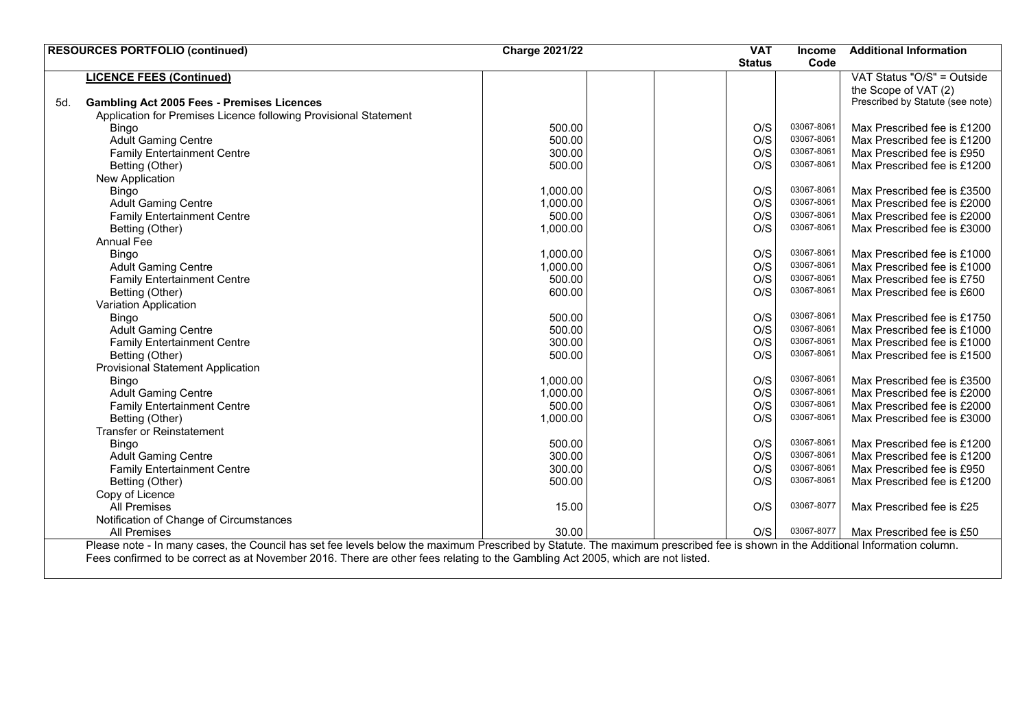| RESOURCES PORTFOLIO (continued) | Charge 2021/22 | | | VAT Status | Income Code | Additional Information |
|---|---|---|---|---|---|---|
| **LICENCE FEES (Continued)** | | | | | | VAT Status "O/S" = Outside the Scope of VAT (2) |
| 5d. **Gambling Act 2005 Fees - Premises Licences** | | | | | | Prescribed by Statute (see note) |
| Application for Premises Licence following Provisional Statement | | | | | | |
| Bingo | 500.00 | | | O/S | 03067-8061 | Max Prescribed fee is £1200 |
| Adult Gaming Centre | 500.00 | | | O/S | 03067-8061 | Max Prescribed fee is £1200 |
| Family Entertainment Centre | 300.00 | | | O/S | 03067-8061 | Max Prescribed fee is £950 |
| Betting (Other) | 500.00 | | | O/S | 03067-8061 | Max Prescribed fee is £1200 |
| New Application | | | | | | |
| Bingo | 1,000.00 | | | O/S | 03067-8061 | Max Prescribed fee is £3500 |
| Adult Gaming Centre | 1,000.00 | | | O/S | 03067-8061 | Max Prescribed fee is £2000 |
| Family Entertainment Centre | 500.00 | | | O/S | 03067-8061 | Max Prescribed fee is £2000 |
| Betting (Other) | 1,000.00 | | | O/S | 03067-8061 | Max Prescribed fee is £3000 |
| Annual Fee | | | | | | |
| Bingo | 1,000.00 | | | O/S | 03067-8061 | Max Prescribed fee is £1000 |
| Adult Gaming Centre | 1,000.00 | | | O/S | 03067-8061 | Max Prescribed fee is £1000 |
| Family Entertainment Centre | 500.00 | | | O/S | 03067-8061 | Max Prescribed fee is £750 |
| Betting (Other) | 600.00 | | | O/S | 03067-8061 | Max Prescribed fee is £600 |
| Variation Application | | | | | | |
| Bingo | 500.00 | | | O/S | 03067-8061 | Max Prescribed fee is £1750 |
| Adult Gaming Centre | 500.00 | | | O/S | 03067-8061 | Max Prescribed fee is £1000 |
| Family Entertainment Centre | 300.00 | | | O/S | 03067-8061 | Max Prescribed fee is £1000 |
| Betting (Other) | 500.00 | | | O/S | 03067-8061 | Max Prescribed fee is £1500 |
| Provisional Statement Application | | | | | | |
| Bingo | 1,000.00 | | | O/S | 03067-8061 | Max Prescribed fee is £3500 |
| Adult Gaming Centre | 1,000.00 | | | O/S | 03067-8061 | Max Prescribed fee is £2000 |
| Family Entertainment Centre | 500.00 | | | O/S | 03067-8061 | Max Prescribed fee is £2000 |
| Betting (Other) | 1,000.00 | | | O/S | 03067-8061 | Max Prescribed fee is £3000 |
| Transfer or Reinstatement | | | | | | |
| Bingo | 500.00 | | | O/S | 03067-8061 | Max Prescribed fee is £1200 |
| Adult Gaming Centre | 300.00 | | | O/S | 03067-8061 | Max Prescribed fee is £1200 |
| Family Entertainment Centre | 300.00 | | | O/S | 03067-8061 | Max Prescribed fee is £950 |
| Betting (Other) | 500.00 | | | O/S | 03067-8061 | Max Prescribed fee is £1200 |
| Copy of Licence | | | | | | |
| All Premises | 15.00 | | | O/S | 03067-8077 | Max Prescribed fee is £25 |
| Notification of Change of Circumstances | | | | | | |
| All Premises | 30.00 | | | O/S | 03067-8077 | Max Prescribed fee is £50 |

Please note - In many cases, the Council has set fee levels below the maximum Prescribed by Statute. The maximum prescribed fee is shown in the Additional Information column.
Fees confirmed to be correct as at November 2016. There are other fees relating to the Gambling Act 2005, which are not listed.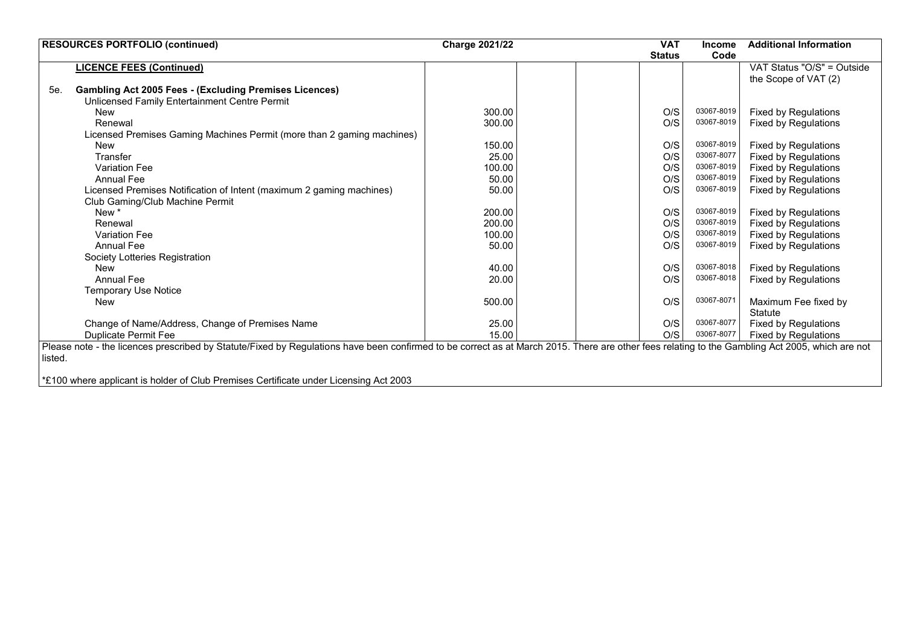| RESOURCES PORTFOLIO (continued) | Charge 2021/22 | | | VAT Status | Income Code | Additional Information |
|---|---|---|---|---|---|---|
| **LICENCE FEES (Continued)** | | | | | | VAT Status "O/S" = Outside the Scope of VAT (2) |
| 5e. **Gambling Act 2005 Fees - (Excluding Premises Licences)** | | | | | | |
| Unlicensed Family Entertainment Centre Permit | | | | | | |
| New | 300.00 | | | O/S | 03067-8019 | Fixed by Regulations |
| Renewal | 300.00 | | | O/S | 03067-8019 | Fixed by Regulations |
| Licensed Premises Gaming Machines Permit (more than 2 gaming machines) | | | | | | |
| New | 150.00 | | | O/S | 03067-8019 | Fixed by Regulations |
| Transfer | 25.00 | | | O/S | 03067-8077 | Fixed by Regulations |
| Variation Fee | 100.00 | | | O/S | 03067-8019 | Fixed by Regulations |
| Annual Fee | 50.00 | | | O/S | 03067-8019 | Fixed by Regulations |
| Licensed Premises Notification of Intent (maximum 2 gaming machines) | 50.00 | | | O/S | 03067-8019 | Fixed by Regulations |
| Club Gaming/Club Machine Permit | | | | | | |
| New * | 200.00 | | | O/S | 03067-8019 | Fixed by Regulations |
| Renewal | 200.00 | | | O/S | 03067-8019 | Fixed by Regulations |
| Variation Fee | 100.00 | | | O/S | 03067-8019 | Fixed by Regulations |
| Annual Fee | 50.00 | | | O/S | 03067-8019 | Fixed by Regulations |
| Society Lotteries Registration | | | | | | |
| New | 40.00 | | | O/S | 03067-8018 | Fixed by Regulations |
| Annual Fee | 20.00 | | | O/S | 03067-8018 | Fixed by Regulations |
| Temporary Use Notice | | | | | | |
| New | 500.00 | | | O/S | 03067-8071 | Maximum Fee fixed by Statute |
| Change of Name/Address, Change of Premises Name | 25.00 | | | O/S | 03067-8077 | Fixed by Regulations |
| Duplicate Permit Fee | 15.00 | | | O/S | 03067-8077 | Fixed by Regulations |

Please note - the licences prescribed by Statute/Fixed by Regulations have been confirmed to be correct as at March 2015. There are other fees relating to the Gambling Act 2005, which are not listed.

*£100 where applicant is holder of Club Premises Certificate under Licensing Act 2003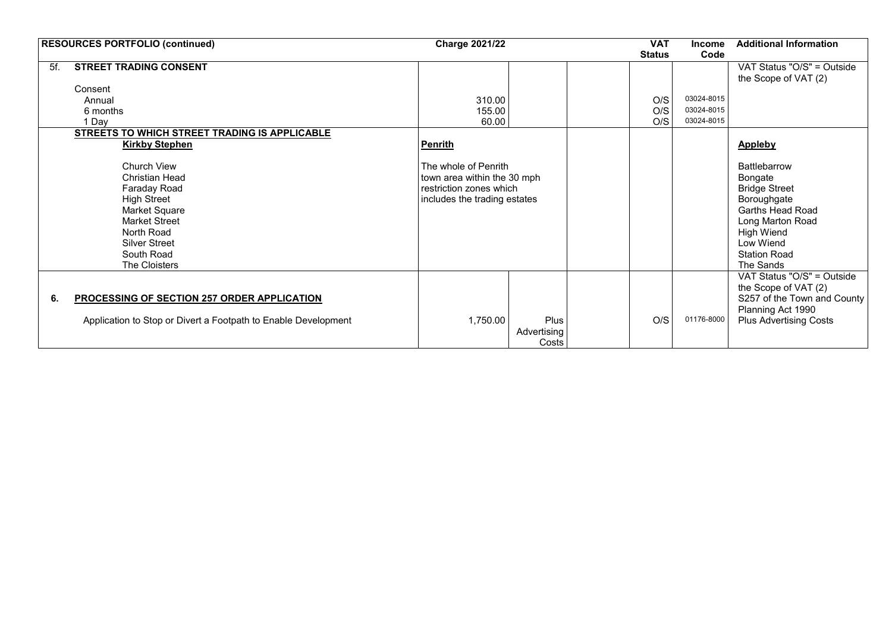| RESOURCES PORTFOLIO (continued) | Charge 2021/22 | | | VAT Status | Income Code | Additional Information |
|---|---|---|---|---|---|---|
| 5f. **STREET TRADING CONSENT** | | | | | | VAT Status "O/S" = Outside the Scope of VAT (2) |
| Consent | | | | | | |
| Annual | 310.00 | | | O/S | 03024-8015 | |
| 6 months | 155.00 | | | O/S | 03024-8015 | |
| 1 Day | 60.00 | | | O/S | 03024-8015 | |
| **STREETS TO WHICH STREET TRADING IS APPLICABLE** | | | | | | |
| **Kirkby Stephen** | **Penrith** | | | | | **Appleby** |
| Church View | The whole of Penrith town area within the 30 mph restriction zones which includes the trading estates | | | | | Battlebarrow |
| Christian Head | | | | | | Bongate |
| Faraday Road | | | | | | Bridge Street |
| High Street | | | | | | Boroughgate |
| Market Square | | | | | | Garths Head Road |
| Market Street | | | | | | Long Marton Road |
| North Road | | | | | | High Wiend |
| Silver Street | | | | | | Low Wiend |
| South Road | | | | | | Station Road |
| The Cloisters | | | | | | The Sands |
| 6. **PROCESSING OF SECTION 257 ORDER APPLICATION** | | | | | | VAT Status "O/S" = Outside the Scope of VAT (2) S257 of the Town and County Planning Act 1990 |
| Application to Stop or Divert a Footpath to Enable Development | 1,750.00 | Plus Advertising Costs | | O/S | 01176-8000 | Plus Advertising Costs |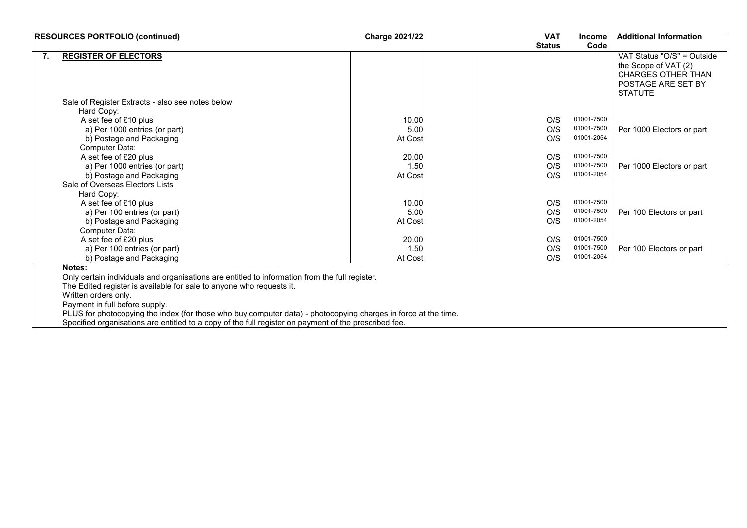| RESOURCES PORTFOLIO (continued) | Charge 2021/22 | | | VAT Status | Income Code | Additional Information |
|---|---|---|---|---|---|---|
| **7. REGISTER OF ELECTORS** | | | | | | VAT Status "O/S" = Outside the Scope of VAT (2) CHARGES OTHER THAN POSTAGE ARE SET BY STATUTE |
| Sale of Register Extracts - also see notes below | | | | | | |
| Hard Copy: | | | | | | |
| A set fee of £10 plus | 10.00 | | | O/S | 01001-7500 | |
| a) Per 1000 entries (or part) | 5.00 | | | O/S | 01001-7500 | Per 1000 Electors or part |
| b) Postage and Packaging | At Cost | | | O/S | 01001-2054 | |
| Computer Data: | | | | | | |
| A set fee of £20 plus | 20.00 | | | O/S | 01001-7500 | |
| a) Per 1000 entries (or part) | 1.50 | | | O/S | 01001-7500 | Per 1000 Electors or part |
| b) Postage and Packaging | At Cost | | | O/S | 01001-2054 | |
| Sale of Overseas Electors Lists | | | | | | |
| Hard Copy: | | | | | | |
| A set fee of £10 plus | 10.00 | | | O/S | 01001-7500 | |
| a) Per 100 entries (or part) | 5.00 | | | O/S | 01001-7500 | Per 100 Electors or part |
| b) Postage and Packaging | At Cost | | | O/S | 01001-2054 | |
| Computer Data: | | | | | | |
| A set fee of £20 plus | 20.00 | | | O/S | 01001-7500 | |
| a) Per 100 entries (or part) | 1.50 | | | O/S | 01001-7500 | Per 100 Electors or part |
| b) Postage and Packaging | At Cost | | | O/S | 01001-2054 | |

**Notes:**

Only certain individuals and organisations are entitled to information from the full register.
The Edited register is available for sale to anyone who requests it.
Written orders only.
Payment in full before supply.
PLUS for photocopying the index (for those who buy computer data) - photocopying charges in force at the time.
Specified organisations are entitled to a copy of the full register on payment of the prescribed fee.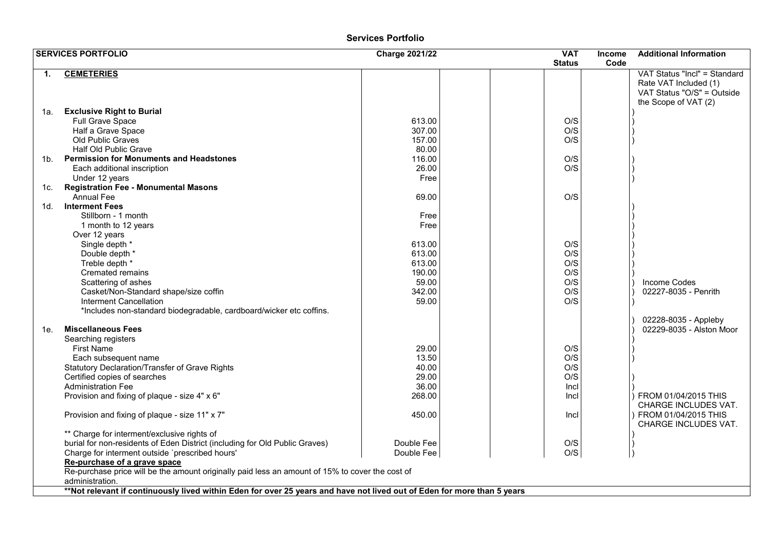# Services Portfolio

| SERVICES PORTFOLIO | | Charge 2021/22 | | | VAT Status | Income Code | Additional Information |
|---|---|---|---|---|---|---|---|
| **1.** | **CEMETERIES** | | | | | | VAT Status "Incl" = Standard Rate VAT Included (1) VAT Status "O/S" = Outside the Scope of VAT (2) |
| 1a. | **Exclusive Right to Burial** | | | | | | ) |
| | Full Grave Space | 613.00 | | | O/S | | ) |
| | Half a Grave Space | 307.00 | | | O/S | | ) |
| | Old Public Graves | 157.00 | | | O/S | | ) |
| | Half Old Public Grave | 80.00 | | | | | |
| 1b. | **Permission for Monuments and Headstones** | 116.00 | | | O/S | | ) |
| | Each additional inscription | 26.00 | | | O/S | | ) |
| | Under 12 years | Free | | | | | ) |
| 1c. | **Registration Fee - Monumental Masons** | | | | | | |
| | Annual Fee | 69.00 | | | O/S | | |
| 1d. | **Interment Fees** | | | | | | ) |
| | Stillborn - 1 month | Free | | | | | ) |
| | 1 month to 12 years | Free | | | | | ) |
| | Over 12 years | | | | | | ) |
| | Single depth * | 613.00 | | | O/S | | ) |
| | Double depth * | 613.00 | | | O/S | | ) |
| | Treble depth * | 613.00 | | | O/S | | ) |
| | Cremated remains | 190.00 | | | O/S | | ) |
| | Scattering of ashes | 59.00 | | | O/S | | ) Income Codes |
| | Casket/Non-Standard shape/size coffin | 342.00 | | | O/S | | ) 02227-8035 - Penrith |
| | Interment Cancellation | 59.00 | | | O/S | | ) |
| | *Includes non-standard biodegradable, cardboard/wicker etc coffins. | | | | | | |
| | | | | | | | ) 02228-8035 - Appleby |
| 1e. | **Miscellaneous Fees** | | | | | | ) 02229-8035 - Alston Moor |
| | Searching registers | | | | | | ) |
| | First Name | 29.00 | | | O/S | | ) |
| | Each subsequent name | 13.50 | | | O/S | | ) |
| | Statutory Declaration/Transfer of Grave Rights | 40.00 | | | O/S | | |
| | Certified copies of searches | 29.00 | | | O/S | | ) |
| | Administration Fee | 36.00 | | | Incl | | ) |
| | Provision and fixing of plaque - size 4" x 6" | 268.00 | | | Incl | | ) FROM 01/04/2015 THIS CHARGE INCLUDES VAT. |
| | Provision and fixing of plaque - size 11" x 7" | 450.00 | | | Incl | | ) FROM 01/04/2015 THIS CHARGE INCLUDES VAT. |
| | ** Charge for interment/exclusive rights of | | | | | | ) |
| | burial for non-residents of Eden District (including for Old Public Graves) | Double Fee | | | O/S | | ) |
| | Charge for interment outside `prescribed hours' | Double Fee | | | O/S | | ) |
| | **Re-purchase of a grave space** | | | | | | |
| | Re-purchase price will be the amount originally paid less an amount of 15% to cover the cost of administration. | | | | | | |
| | **\*\*Not relevant if continuously lived within Eden for over 25 years and have not lived out of Eden for more than 5 years** | | | | | | |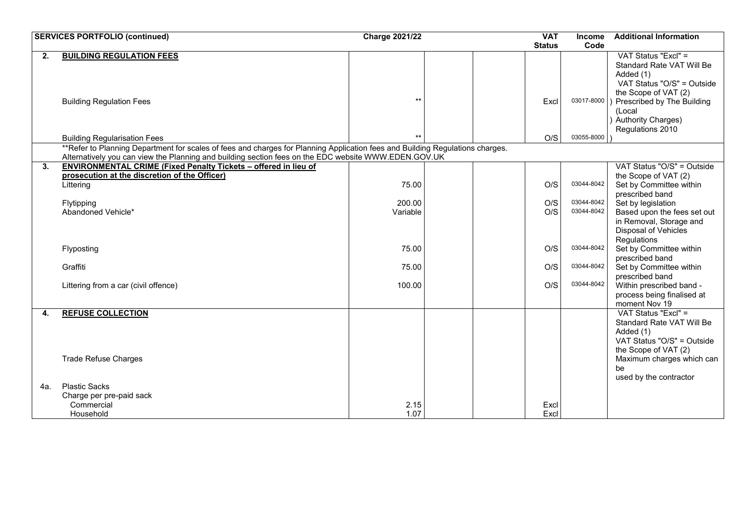| | SERVICES PORTFOLIO (continued) | Charge 2021/22 | | | VAT Status | Income Code | Additional Information |
|---|---|---|---|---|---|---|---|
| **2.** | **BUILDING REGULATION FEES** | | | | | | VAT Status "Excl" = Standard Rate VAT Will Be Added (1) VAT Status "O/S" = Outside the Scope of VAT (2) |
| | Building Regulation Fees | ** | | | Excl | 03017-8000 | ) Prescribed by The Building (Local ) Authority Charges) Regulations 2010 |
| | Building Regularisation Fees | ** | | | O/S | 03055-8000 | ) |
| | **Refer to Planning Department for scales of fees and charges for Planning Application fees and Building Regulations charges. Alternatively you can view the Planning and building section fees on the EDC website WWW.EDEN.GOV.UK | | | | | | |
| **3.** | **ENVIRONMENTAL CRIME (Fixed Penalty Tickets – offered in lieu of prosecution at the discretion of the Officer)** | | | | | | VAT Status "O/S" = Outside the Scope of VAT (2) |
| | Littering | 75.00 | | | O/S | 03044-8042 | Set by Committee within prescribed band |
| | Flytipping | 200.00 | | | O/S | 03044-8042 | Set by legislation |
| | Abandoned Vehicle* | Variable | | | O/S | 03044-8042 | Based upon the fees set out in Removal, Storage and Disposal of Vehicles Regulations |
| | Flyposting | 75.00 | | | O/S | 03044-8042 | Set by Committee within prescribed band |
| | Graffiti | 75.00 | | | O/S | 03044-8042 | Set by Committee within prescribed band |
| | Littering from a car (civil offence) | 100.00 | | | O/S | 03044-8042 | Within prescribed band - process being finalised at moment Nov 19 |
| **4.** | **REFUSE COLLECTION** | | | | | | VAT Status "Excl" = Standard Rate VAT Will Be Added (1) VAT Status "O/S" = Outside the Scope of VAT (2) |
| | Trade Refuse Charges | | | | | | Maximum charges which can be used by the contractor |
| 4a. | Plastic Sacks | | | | | | |
| | Charge per pre-paid sack | | | | | | |
| | Commercial | 2.15 | | | Excl | | |
| | Household | 1.07 | | | Excl | | |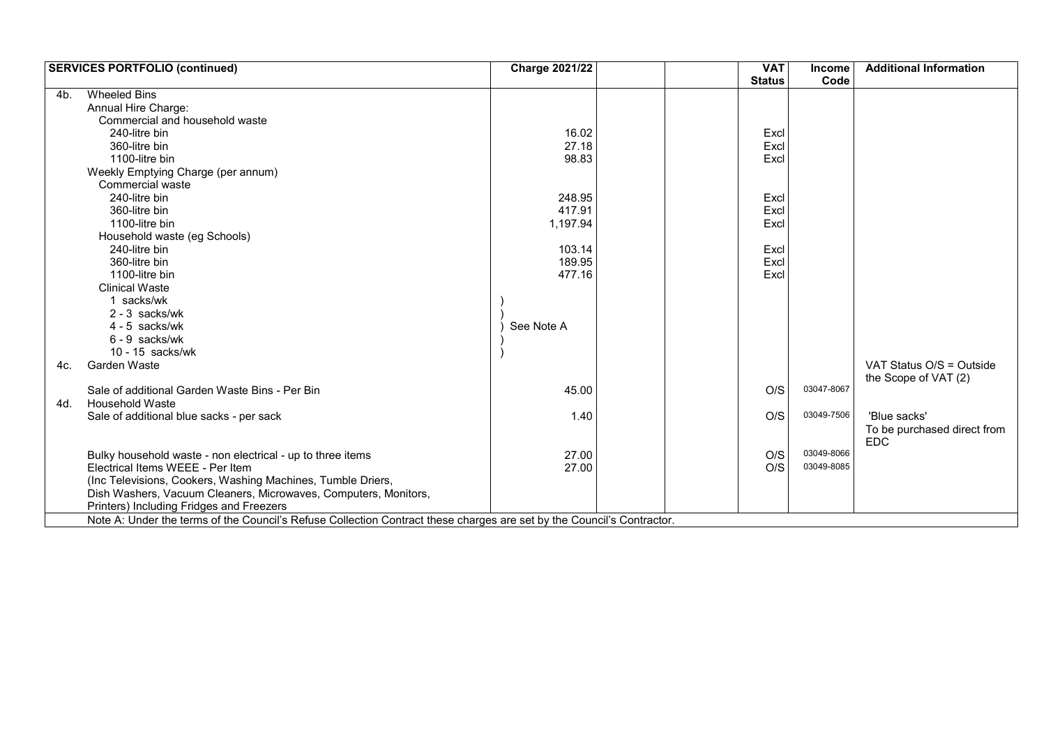| | SERVICES PORTFOLIO (continued) | Charge 2021/22 | | | VAT Status | Income Code | Additional Information |
|---|---|---|---|---|---|---|---|
| 4b. | Wheeled Bins | | | | | | |
| | Annual Hire Charge: | | | | | | |
| | Commercial and household waste | | | | | | |
| | 240-litre bin | 16.02 | | | Excl | | |
| | 360-litre bin | 27.18 | | | Excl | | |
| | 1100-litre bin | 98.83 | | | Excl | | |
| | Weekly Emptying Charge (per annum) | | | | | | |
| | Commercial waste | | | | | | |
| | 240-litre bin | 248.95 | | | Excl | | |
| | 360-litre bin | 417.91 | | | Excl | | |
| | 1100-litre bin | 1,197.94 | | | Excl | | |
| | Household waste (eg Schools) | | | | | | |
| | 240-litre bin | 103.14 | | | Excl | | |
| | 360-litre bin | 189.95 | | | Excl | | |
| | 1100-litre bin | 477.16 | | | Excl | | |
| | Clinical Waste | | | | | | |
| | 1 sacks/wk | ) | | | | | |
| | 2 - 3 sacks/wk | ) | | | | | |
| | 4 - 5 sacks/wk | ) See Note A | | | | | |
| | 6 - 9 sacks/wk | ) | | | | | |
| | 10 - 15 sacks/wk | ) | | | | | |
| 4c. | Garden Waste | | | | | | VAT Status O/S = Outside the Scope of VAT (2) |
| | Sale of additional Garden Waste Bins - Per Bin | 45.00 | | | O/S | 03047-8067 | |
| 4d. | Household Waste | | | | | | |
| | Sale of additional blue sacks - per sack | 1.40 | | | O/S | 03049-7506 | 'Blue sacks' To be purchased direct from EDC |
| | Bulky household waste - non electrical - up to three items | 27.00 | | | O/S | 03049-8066 | |
| | Electrical Items WEEE - Per Item (Inc Televisions, Cookers, Washing Machines, Tumble Driers, Dish Washers, Vacuum Cleaners, Microwaves, Computers, Monitors, Printers) Including Fridges and Freezers | 27.00 | | | O/S | 03049-8085 | |
| | Note A: Under the terms of the Council's Refuse Collection Contract these charges are set by the Council's Contractor. | | | | | | |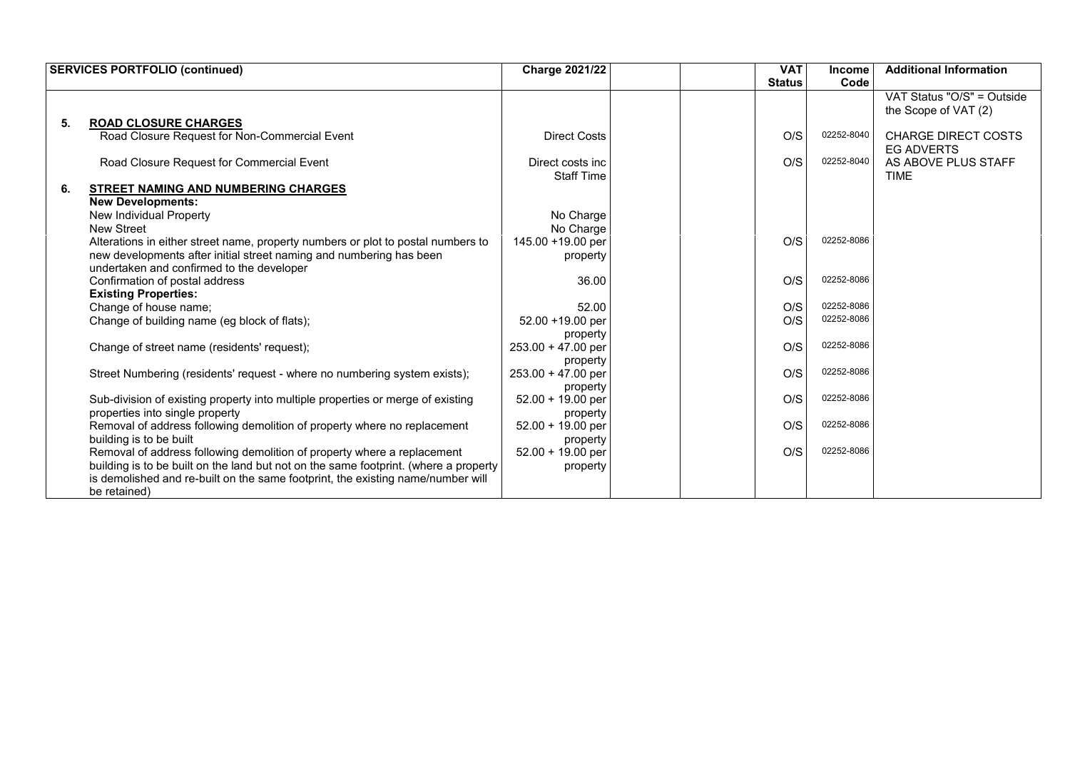| SERVICES PORTFOLIO (continued) | | Charge 2021/22 | | | VAT Status | Income Code | Additional Information |
|---|---|---|---|---|---|---|---|
| | | | | | | | VAT Status "O/S" = Outside the Scope of VAT (2) |
| **5.** | **ROAD CLOSURE CHARGES** | | | | | | |
| | Road Closure Request for Non-Commercial Event | Direct Costs | | | O/S | 02252-8040 | CHARGE DIRECT COSTS EG ADVERTS |
| | Road Closure Request for Commercial Event | Direct costs inc Staff Time | | | O/S | 02252-8040 | AS ABOVE PLUS STAFF TIME |
| **6.** | **STREET NAMING AND NUMBERING CHARGES** | | | | | | |
| | **New Developments:** | | | | | | |
| | New Individual Property | No Charge | | | | | |
| | New Street | No Charge | | | | | |
| | Alterations in either street name, property numbers or plot to postal numbers to new developments after initial street naming and numbering has been undertaken and confirmed to the developer | 145.00 +19.00 per property | | | O/S | 02252-8086 | |
| | Confirmation of postal address | 36.00 | | | O/S | 02252-8086 | |
| | **Existing Properties:** | | | | | | |
| | Change of house name; | 52.00 | | | O/S | 02252-8086 | |
| | Change of building name (eg block of flats); | 52.00 +19.00 per property | | | O/S | 02252-8086 | |
| | Change of street name (residents' request); | 253.00 + 47.00 per property | | | O/S | 02252-8086 | |
| | Street Numbering (residents' request - where no numbering system exists); | 253.00 + 47.00 per property | | | O/S | 02252-8086 | |
| | Sub-division of existing property into multiple properties or merge of existing properties into single property | 52.00 + 19.00 per property | | | O/S | 02252-8086 | |
| | Removal of address following demolition of property where no replacement building is to be built | 52.00 + 19.00 per property | | | O/S | 02252-8086 | |
| | Removal of address following demolition of property where a replacement building is to be built on the land but not on the same footprint. (where a property is demolished and re-built on the same footprint, the existing name/number will be retained) | 52.00 + 19.00 per property | | | O/S | 02252-8086 | |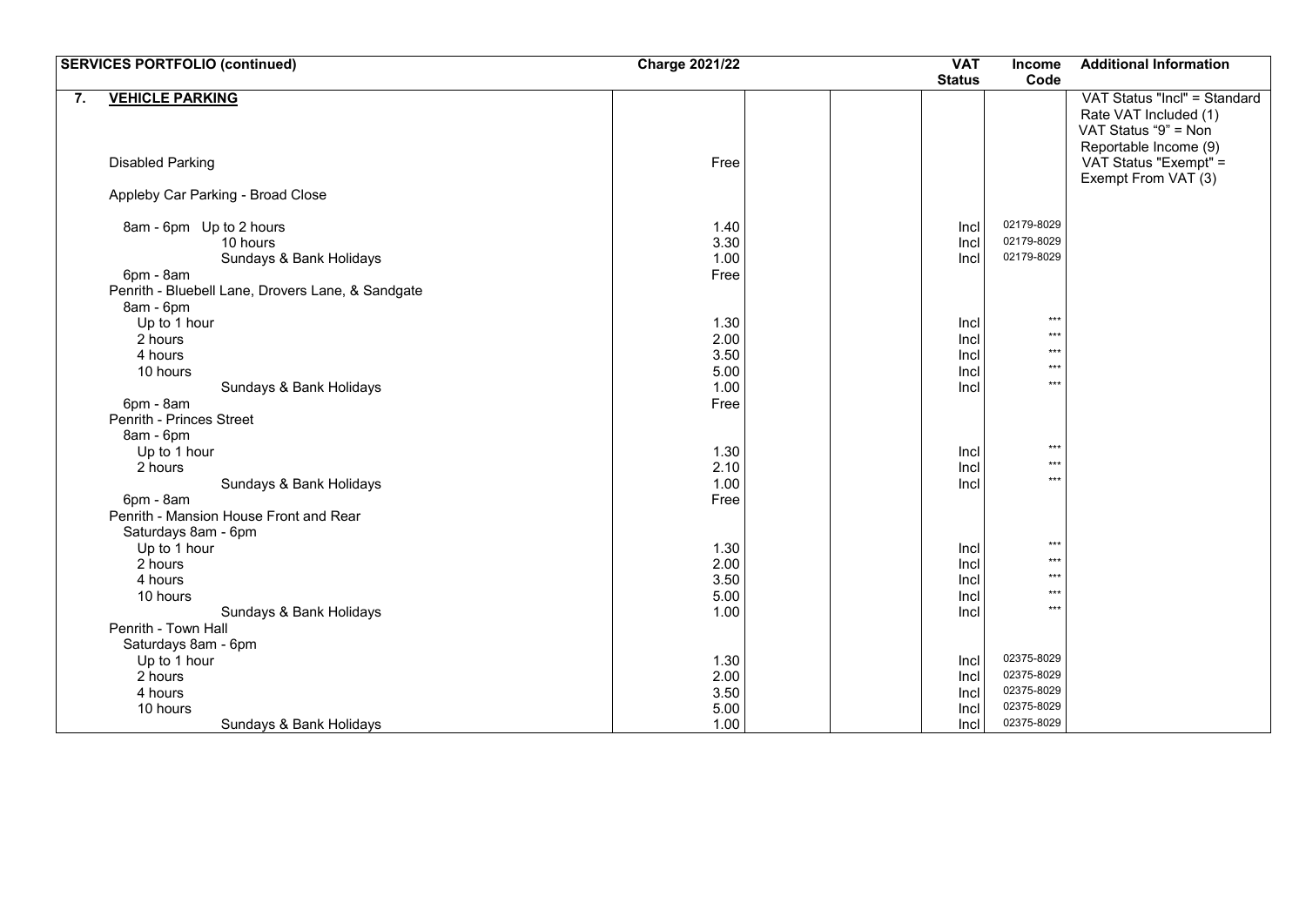| SERVICES PORTFOLIO (continued) | Charge 2021/22 | | | VAT Status | Income Code | Additional Information |
|---|---|---|---|---|---|---|
| **7. VEHICLE PARKING** | | | | | | VAT Status "Incl" = Standard Rate VAT Included (1) VAT Status "9" = Non Reportable Income (9) VAT Status "Exempt" = Exempt From VAT (3) |
| Disabled Parking | Free | | | | | |
| Appleby Car Parking - Broad Close | | | | | | |
| 8am - 6pm Up to 2 hours | 1.40 | | | Incl | 02179-8029 | |
| 10 hours | 3.30 | | | Incl | 02179-8029 | |
| Sundays & Bank Holidays | 1.00 | | | Incl | 02179-8029 | |
| 6pm - 8am | Free | | | | | |
| Penrith - Bluebell Lane, Drovers Lane, & Sandgate | | | | | | |
| 8am - 6pm | | | | | | |
| Up to 1 hour | 1.30 | | | Incl | *** | |
| 2 hours | 2.00 | | | Incl | *** | |
| 4 hours | 3.50 | | | Incl | *** | |
| 10 hours | 5.00 | | | Incl | *** | |
| Sundays & Bank Holidays | 1.00 | | | Incl | *** | |
| 6pm - 8am | Free | | | | | |
| Penrith - Princes Street | | | | | | |
| 8am - 6pm | | | | | | |
| Up to 1 hour | 1.30 | | | Incl | *** | |
| 2 hours | 2.10 | | | Incl | *** | |
| Sundays & Bank Holidays | 1.00 | | | Incl | *** | |
| 6pm - 8am | Free | | | | | |
| Penrith - Mansion House Front and Rear | | | | | | |
| Saturdays 8am - 6pm | | | | | | |
| Up to 1 hour | 1.30 | | | Incl | *** | |
| 2 hours | 2.00 | | | Incl | *** | |
| 4 hours | 3.50 | | | Incl | *** | |
| 10 hours | 5.00 | | | Incl | *** | |
| Sundays & Bank Holidays | 1.00 | | | Incl | *** | |
| Penrith - Town Hall | | | | | | |
| Saturdays 8am - 6pm | | | | | | |
| Up to 1 hour | 1.30 | | | Incl | 02375-8029 | |
| 2 hours | 2.00 | | | Incl | 02375-8029 | |
| 4 hours | 3.50 | | | Incl | 02375-8029 | |
| 10 hours | 5.00 | | | Incl | 02375-8029 | |
| Sundays & Bank Holidays | 1.00 | | | Incl | 02375-8029 | |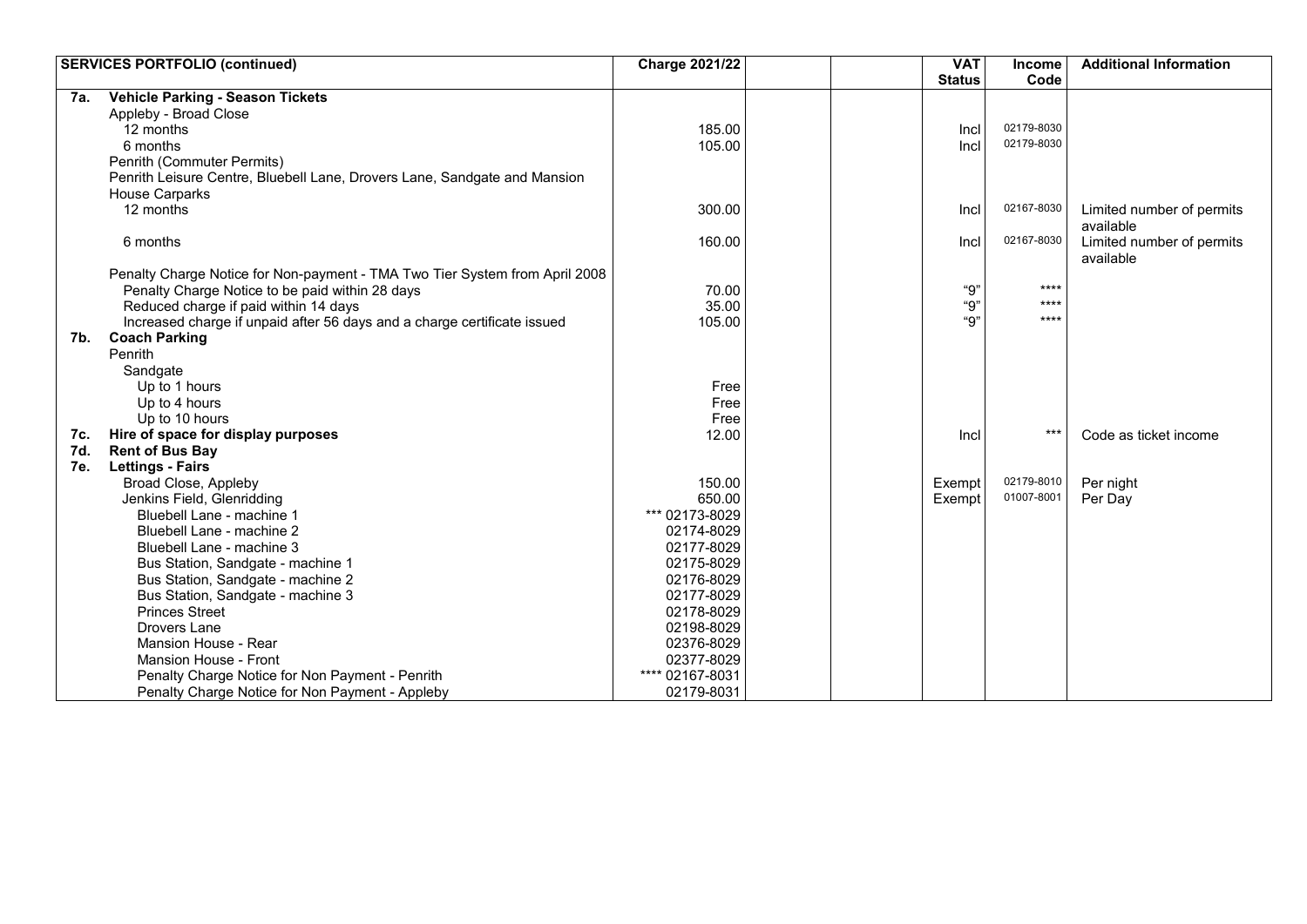| SERVICES PORTFOLIO (continued) | | Charge 2021/22 | | | VAT Status | Income Code | Additional Information |
|---|---|---|---|---|---|---|---|
| **7a.** | **Vehicle Parking - Season Tickets** | | | | | | |
| | Appleby - Broad Close | | | | | | |
| | 12 months | 185.00 | | | Incl | 02179-8030 | |
| | 6 months | 105.00 | | | Incl | 02179-8030 | |
| | Penrith (Commuter Permits) | | | | | | |
| | Penrith Leisure Centre, Bluebell Lane, Drovers Lane, Sandgate and Mansion House Carparks | | | | | | |
| | 12 months | 300.00 | | | Incl | 02167-8030 | Limited number of permits available |
| | 6 months | 160.00 | | | Incl | 02167-8030 | Limited number of permits available |
| | Penalty Charge Notice for Non-payment - TMA Two Tier System from April 2008 | | | | | | |
| | Penalty Charge Notice to be paid within 28 days | 70.00 | | | "9" | **** | |
| | Reduced charge if paid within 14 days | 35.00 | | | "9" | **** | |
| | Increased charge if unpaid after 56 days and a charge certificate issued | 105.00 | | | "9" | **** | |
| **7b.** | **Coach Parking** | | | | | | |
| | Penrith | | | | | | |
| | Sandgate | | | | | | |
| | Up to 1 hours | Free | | | | | |
| | Up to 4 hours | Free | | | | | |
| | Up to 10 hours | Free | | | | | |
| **7c.** | **Hire of space for display purposes** | 12.00 | | | Incl | *** | Code as ticket income |
| **7d.** | **Rent of Bus Bay** | | | | | | |
| **7e.** | **Lettings - Fairs** | | | | | | |
| | Broad Close, Appleby | 150.00 | | | Exempt | 02179-8010 | Per night |
| | Jenkins Field, Glenridding | 650.00 | | | Exempt | 01007-8001 | Per Day |
| | Bluebell Lane - machine 1 | *** 02173-8029 | | | | | |
| | Bluebell Lane - machine 2 | 02174-8029 | | | | | |
| | Bluebell Lane - machine 3 | 02177-8029 | | | | | |
| | Bus Station, Sandgate - machine 1 | 02175-8029 | | | | | |
| | Bus Station, Sandgate - machine 2 | 02176-8029 | | | | | |
| | Bus Station, Sandgate - machine 3 | 02177-8029 | | | | | |
| | Princes Street | 02178-8029 | | | | | |
| | Drovers Lane | 02198-8029 | | | | | |
| | Mansion House - Rear | 02376-8029 | | | | | |
| | Mansion House - Front | 02377-8029 | | | | | |
| | Penalty Charge Notice for Non Payment - Penrith | **** 02167-8031 | | | | | |
| | Penalty Charge Notice for Non Payment - Appleby | 02179-8031 | | | | | |